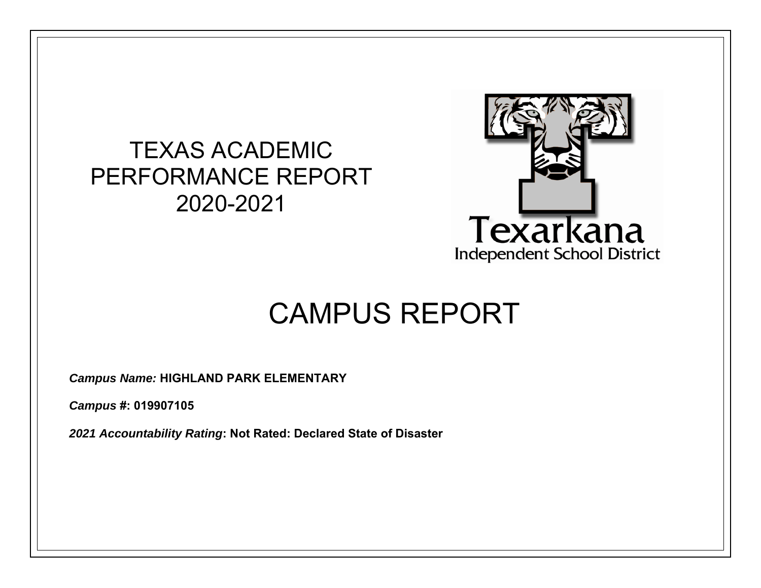# TEXAS ACADEMIC PERFORMANCE REPORT 2020-2021

Texarkana
Independent School District

# CAMPUS REPORT

***Campus Name:*** **HIGHLAND PARK ELEMENTARY**

***Campus #*****: 019907105**

***2021 Accountability Rating*****: Not Rated: Declared State of Disaster**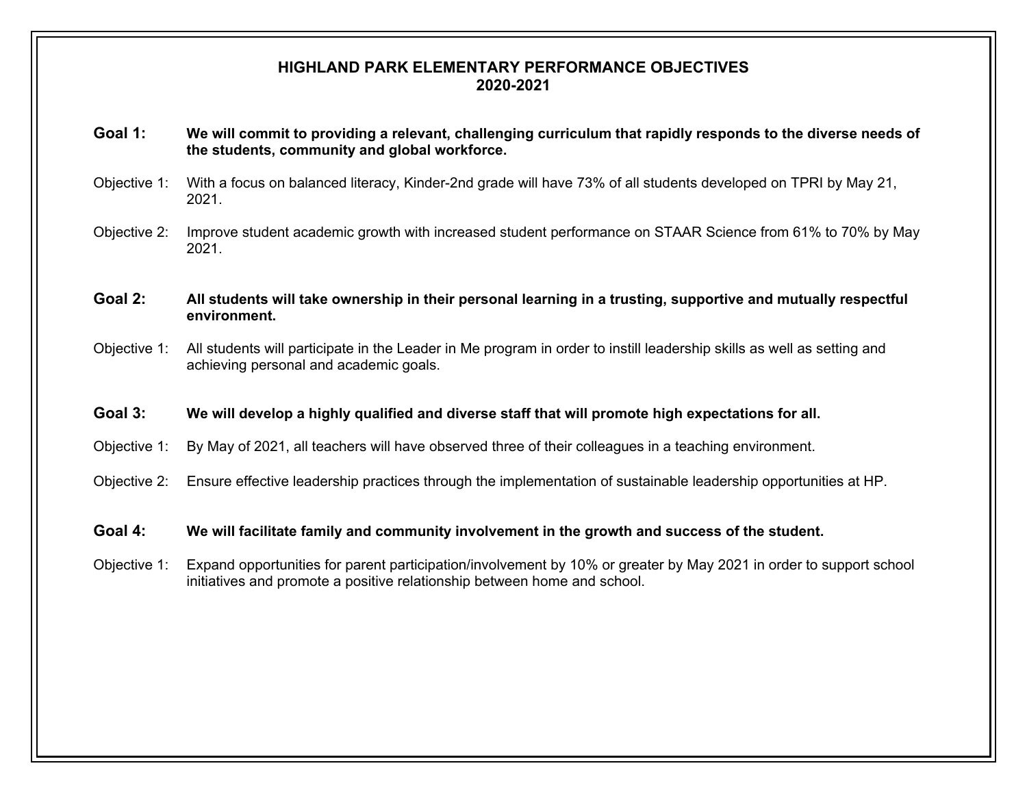# HIGHLAND PARK ELEMENTARY PERFORMANCE OBJECTIVES
## 2020-2021

**Goal 1: We will commit to providing a relevant, challenging curriculum that rapidly responds to the diverse needs of the students, community and global workforce.**

Objective 1: With a focus on balanced literacy, Kinder-2nd grade will have 73% of all students developed on TPRI by May 21, 2021.

Objective 2: Improve student academic growth with increased student performance on STAAR Science from 61% to 70% by May 2021.

**Goal 2: All students will take ownership in their personal learning in a trusting, supportive and mutually respectful environment.**

Objective 1: All students will participate in the Leader in Me program in order to instill leadership skills as well as setting and achieving personal and academic goals.

**Goal 3: We will develop a highly qualified and diverse staff that will promote high expectations for all.**

Objective 1: By May of 2021, all teachers will have observed three of their colleagues in a teaching environment.

Objective 2: Ensure effective leadership practices through the implementation of sustainable leadership opportunities at HP.

**Goal 4: We will facilitate family and community involvement in the growth and success of the student.**

Objective 1: Expand opportunities for parent participation/involvement by 10% or greater by May 2021 in order to support school initiatives and promote a positive relationship between home and school.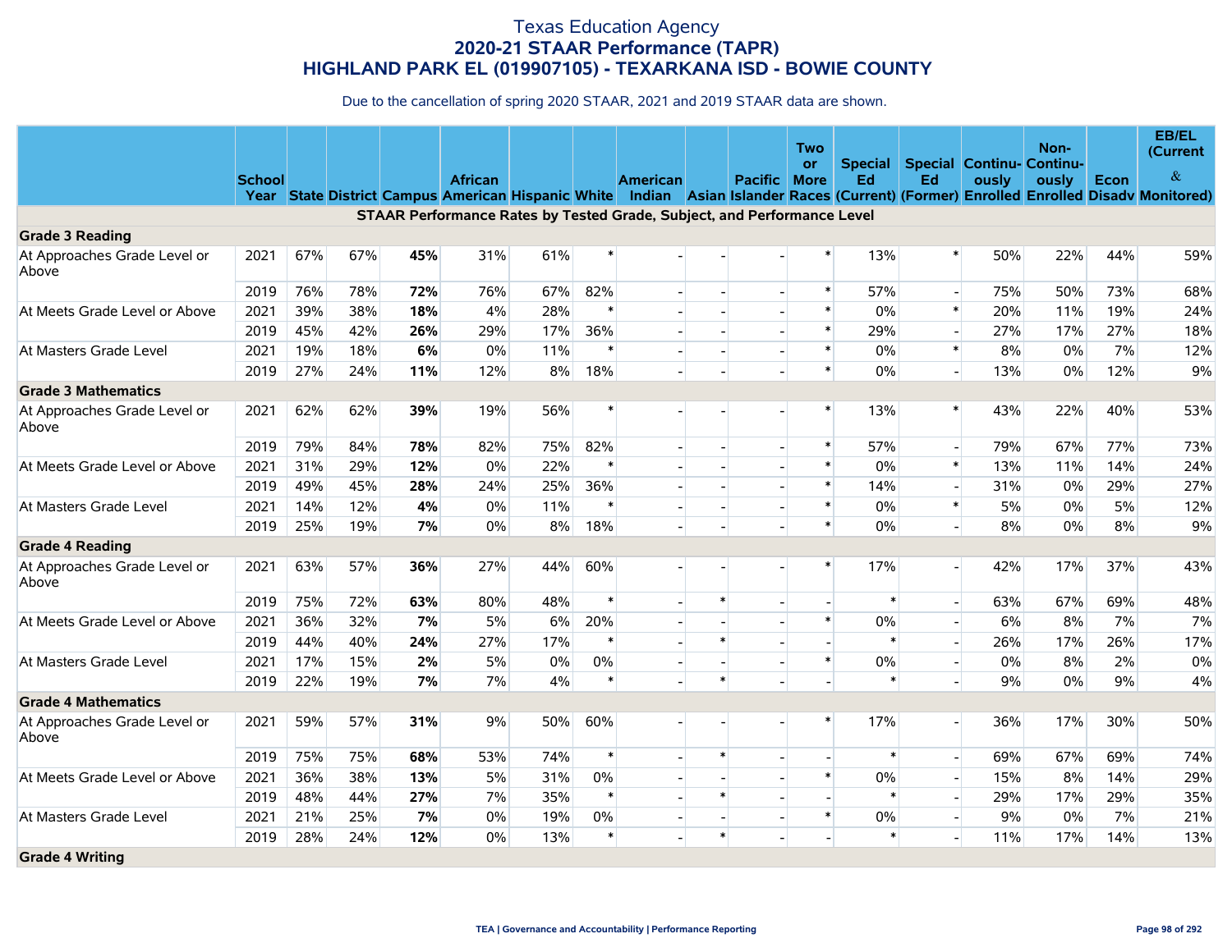# Texas Education Agency
## 2020-21 STAAR Performance (TAPR)
## HIGHLAND PARK EL (019907105) - TEXARKANA ISD - BOWIE COUNTY

Due to the cancellation of spring 2020 STAAR, 2021 and 2019 STAAR data are shown.

| | School Year | State | District | Campus | African American | Hispanic | White | American Indian | Asian | Pacific Islander | Two or More Races | Special Ed (Current) | Special Ed (Former) | Continuously Enrolled | Non-Continuously Enrolled | Econ Disadv | EB/EL (Current & Monitored) |
|---|---|---|---|---|---|---|---|---|---|---|---|---|---|---|---|---|---|
| **STAAR Performance Rates by Tested Grade, Subject, and Performance Level** | | | | | | | | | | | | | | | | | |
| **Grade 3 Reading** | | | | | | | | | | | | | | | | | |
| At Approaches Grade Level or Above | 2021 | 67% | 67% | **45%** | 31% | 61% | * | - | - | - | * | 13% | * | 50% | 22% | 44% | 59% |
| | 2019 | 76% | 78% | **72%** | 76% | 67% | 82% | - | - | - | * | 57% | - | 75% | 50% | 73% | 68% |
| At Meets Grade Level or Above | 2021 | 39% | 38% | **18%** | 4% | 28% | * | - | - | - | * | 0% | * | 20% | 11% | 19% | 24% |
| | 2019 | 45% | 42% | **26%** | 29% | 17% | 36% | - | - | - | * | 29% | - | 27% | 17% | 27% | 18% |
| At Masters Grade Level | 2021 | 19% | 18% | **6%** | 0% | 11% | * | - | - | - | * | 0% | * | 8% | 0% | 7% | 12% |
| | 2019 | 27% | 24% | **11%** | 12% | 8% | 18% | - | - | - | * | 0% | - | 13% | 0% | 12% | 9% |
| **Grade 3 Mathematics** | | | | | | | | | | | | | | | | | |
| At Approaches Grade Level or Above | 2021 | 62% | 62% | **39%** | 19% | 56% | * | - | - | - | * | 13% | * | 43% | 22% | 40% | 53% |
| | 2019 | 79% | 84% | **78%** | 82% | 75% | 82% | - | - | - | * | 57% | - | 79% | 67% | 77% | 73% |
| At Meets Grade Level or Above | 2021 | 31% | 29% | **12%** | 0% | 22% | * | - | - | - | * | 0% | * | 13% | 11% | 14% | 24% |
| | 2019 | 49% | 45% | **28%** | 24% | 25% | 36% | - | - | - | * | 14% | - | 31% | 0% | 29% | 27% |
| At Masters Grade Level | 2021 | 14% | 12% | **4%** | 0% | 11% | * | - | - | - | * | 0% | * | 5% | 0% | 5% | 12% |
| | 2019 | 25% | 19% | **7%** | 0% | 8% | 18% | - | - | - | * | 0% | - | 8% | 0% | 8% | 9% |
| **Grade 4 Reading** | | | | | | | | | | | | | | | | | |
| At Approaches Grade Level or Above | 2021 | 63% | 57% | **36%** | 27% | 44% | 60% | - | - | - | * | 17% | - | 42% | 17% | 37% | 43% |
| | 2019 | 75% | 72% | **63%** | 80% | 48% | * | - | * | - | - | * | - | 63% | 67% | 69% | 48% |
| At Meets Grade Level or Above | 2021 | 36% | 32% | **7%** | 5% | 6% | 20% | - | - | - | * | 0% | - | 6% | 8% | 7% | 7% |
| | 2019 | 44% | 40% | **24%** | 27% | 17% | * | - | * | - | - | * | - | 26% | 17% | 26% | 17% |
| At Masters Grade Level | 2021 | 17% | 15% | **2%** | 5% | 0% | 0% | - | - | - | * | 0% | - | 0% | 8% | 2% | 0% |
| | 2019 | 22% | 19% | **7%** | 7% | 4% | * | - | * | - | - | * | - | 9% | 0% | 9% | 4% |
| **Grade 4 Mathematics** | | | | | | | | | | | | | | | | | |
| At Approaches Grade Level or Above | 2021 | 59% | 57% | **31%** | 9% | 50% | 60% | - | - | - | * | 17% | - | 36% | 17% | 30% | 50% |
| | 2019 | 75% | 75% | **68%** | 53% | 74% | * | - | * | - | - | * | - | 69% | 67% | 69% | 74% |
| At Meets Grade Level or Above | 2021 | 36% | 38% | **13%** | 5% | 31% | 0% | - | - | - | * | 0% | - | 15% | 8% | 14% | 29% |
| | 2019 | 48% | 44% | **27%** | 7% | 35% | * | - | * | - | - | * | - | 29% | 17% | 29% | 35% |
| At Masters Grade Level | 2021 | 21% | 25% | **7%** | 0% | 19% | 0% | - | - | - | * | 0% | - | 9% | 0% | 7% | 21% |
| | 2019 | 28% | 24% | **12%** | 0% | 13% | * | - | * | - | - | * | - | 11% | 17% | 14% | 13% |
| **Grade 4 Writing** | | | | | | | | | | | | | | | | | |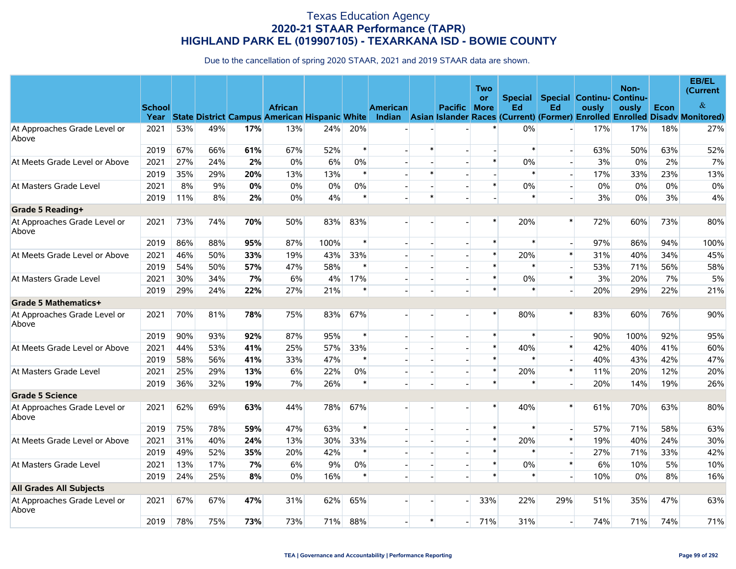# Texas Education Agency
## 2020-21 STAAR Performance (TAPR)
## HIGHLAND PARK EL (019907105) - TEXARKANA ISD - BOWIE COUNTY

Due to the cancellation of spring 2020 STAAR, 2021 and 2019 STAAR data are shown.

| | School Year | State | District | Campus | African American | Hispanic | White | American Indian | Asian | Pacific Islander | Two or More Races | Special Ed (Current) | Special Ed (Former) | Continuously Enrolled | Non-Continuously Enrolled | Econ Disadv | EB/EL (Current & Monitored) |
|---|---|---|---|---|---|---|---|---|---|---|---|---|---|---|---|---|---|
| At Approaches Grade Level or Above | 2021 | 53% | 49% | **17%** | 13% | 24% | 20% | - | - | - | * | 0% | - | 17% | 17% | 18% | 27% |
| | 2019 | 67% | 66% | **61%** | 67% | 52% | * | - | * | - | - | * | - | 63% | 50% | 63% | 52% |
| At Meets Grade Level or Above | 2021 | 27% | 24% | **2%** | 0% | 6% | 0% | - | - | - | * | 0% | - | 3% | 0% | 2% | 7% |
| | 2019 | 35% | 29% | **20%** | 13% | 13% | * | - | * | - | - | * | - | 17% | 33% | 23% | 13% |
| At Masters Grade Level | 2021 | 8% | 9% | **0%** | 0% | 0% | 0% | - | - | - | * | 0% | - | 0% | 0% | 0% | 0% |
| | 2019 | 11% | 8% | **2%** | 0% | 4% | * | - | * | - | - | * | - | 3% | 0% | 3% | 4% |
| **Grade 5 Reading+** | | | | | | | | | | | | | | | | | |
| At Approaches Grade Level or Above | 2021 | 73% | 74% | **70%** | 50% | 83% | 83% | - | - | - | * | 20% | * | 72% | 60% | 73% | 80% |
| | 2019 | 86% | 88% | **95%** | 87% | 100% | * | - | - | - | * | * | - | 97% | 86% | 94% | 100% |
| At Meets Grade Level or Above | 2021 | 46% | 50% | **33%** | 19% | 43% | 33% | - | - | - | * | 20% | * | 31% | 40% | 34% | 45% |
| | 2019 | 54% | 50% | **57%** | 47% | 58% | * | - | - | - | * | * | - | 53% | 71% | 56% | 58% |
| At Masters Grade Level | 2021 | 30% | 34% | **7%** | 6% | 4% | 17% | - | - | - | * | 0% | * | 3% | 20% | 7% | 5% |
| | 2019 | 29% | 24% | **22%** | 27% | 21% | * | - | - | - | * | * | - | 20% | 29% | 22% | 21% |
| **Grade 5 Mathematics+** | | | | | | | | | | | | | | | | | |
| At Approaches Grade Level or Above | 2021 | 70% | 81% | **78%** | 75% | 83% | 67% | - | - | - | * | 80% | * | 83% | 60% | 76% | 90% |
| | 2019 | 90% | 93% | **92%** | 87% | 95% | * | - | - | - | * | * | - | 90% | 100% | 92% | 95% |
| At Meets Grade Level or Above | 2021 | 44% | 53% | **41%** | 25% | 57% | 33% | - | - | - | * | 40% | * | 42% | 40% | 41% | 60% |
| | 2019 | 58% | 56% | **41%** | 33% | 47% | * | - | - | - | * | * | - | 40% | 43% | 42% | 47% |
| At Masters Grade Level | 2021 | 25% | 29% | **13%** | 6% | 22% | 0% | - | - | - | * | 20% | * | 11% | 20% | 12% | 20% |
| | 2019 | 36% | 32% | **19%** | 7% | 26% | * | - | - | - | * | * | - | 20% | 14% | 19% | 26% |
| **Grade 5 Science** | | | | | | | | | | | | | | | | | |
| At Approaches Grade Level or Above | 2021 | 62% | 69% | **63%** | 44% | 78% | 67% | - | - | - | * | 40% | * | 61% | 70% | 63% | 80% |
| | 2019 | 75% | 78% | **59%** | 47% | 63% | * | - | - | - | * | * | - | 57% | 71% | 58% | 63% |
| At Meets Grade Level or Above | 2021 | 31% | 40% | **24%** | 13% | 30% | 33% | - | - | - | * | 20% | * | 19% | 40% | 24% | 30% |
| | 2019 | 49% | 52% | **35%** | 20% | 42% | * | - | - | - | * | * | - | 27% | 71% | 33% | 42% |
| At Masters Grade Level | 2021 | 13% | 17% | **7%** | 6% | 9% | 0% | - | - | - | * | 0% | * | 6% | 10% | 5% | 10% |
| | 2019 | 24% | 25% | **8%** | 0% | 16% | * | - | - | - | * | * | - | 10% | 0% | 8% | 16% |
| **All Grades All Subjects** | | | | | | | | | | | | | | | | | |
| At Approaches Grade Level or Above | 2021 | 67% | 67% | **47%** | 31% | 62% | 65% | - | - | - | 33% | 22% | 29% | 51% | 35% | 47% | 63% |
| | 2019 | 78% | 75% | **73%** | 73% | 71% | 88% | - | * | - | 71% | 31% | - | 74% | 71% | 74% | 71% |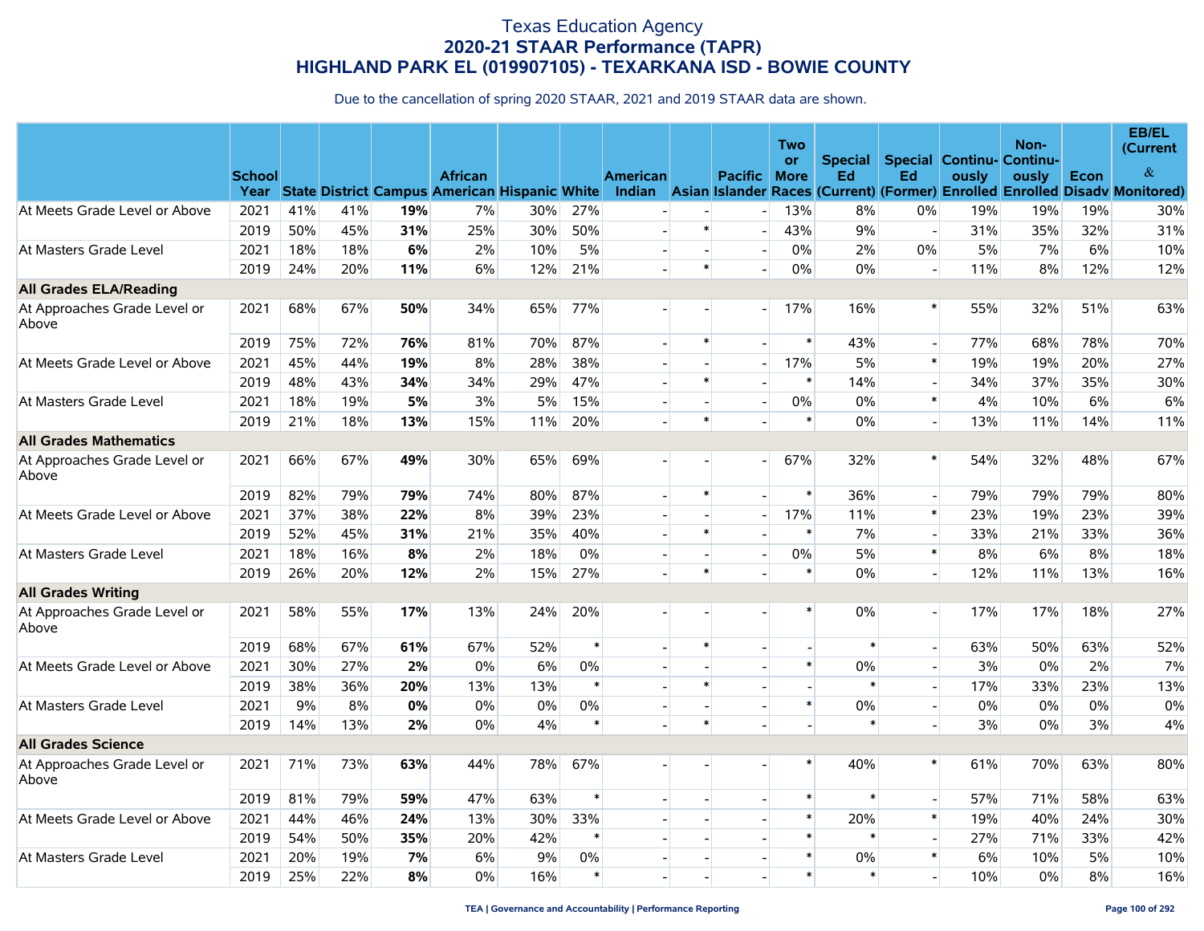# Texas Education Agency
## 2020-21 STAAR Performance (TAPR)
## HIGHLAND PARK EL (019907105) - TEXARKANA ISD - BOWIE COUNTY

Due to the cancellation of spring 2020 STAAR, 2021 and 2019 STAAR data are shown.

| | School Year | State | District | Campus | African American | Hispanic | White | American Indian | Asian | Pacific Islander | Two or More Races | Special Ed (Current) | Special Ed (Former) | Continuously Enrolled | Non-Continuously Enrolled | Econ Disadv | EB/EL (Current & Monitored) |
|---|---|---|---|---|---|---|---|---|---|---|---|---|---|---|---|---|---|
| At Meets Grade Level or Above | 2021 | 41% | 41% | **19%** | 7% | 30% | 27% | - | - | - | 13% | 8% | 0% | 19% | 19% | 19% | 30% |
| | 2019 | 50% | 45% | **31%** | 25% | 30% | 50% | - | * | - | 43% | 9% | - | 31% | 35% | 32% | 31% |
| At Masters Grade Level | 2021 | 18% | 18% | **6%** | 2% | 10% | 5% | - | - | - | 0% | 2% | 0% | 5% | 7% | 6% | 10% |
| | 2019 | 24% | 20% | **11%** | 6% | 12% | 21% | - | * | - | 0% | 0% | - | 11% | 8% | 12% | 12% |
| **All Grades ELA/Reading** | | | | | | | | | | | | | | | | | |
| At Approaches Grade Level or Above | 2021 | 68% | 67% | **50%** | 34% | 65% | 77% | - | - | - | 17% | 16% | * | 55% | 32% | 51% | 63% |
| | 2019 | 75% | 72% | **76%** | 81% | 70% | 87% | - | * | - | * | 43% | - | 77% | 68% | 78% | 70% |
| At Meets Grade Level or Above | 2021 | 45% | 44% | **19%** | 8% | 28% | 38% | - | - | - | 17% | 5% | * | 19% | 19% | 20% | 27% |
| | 2019 | 48% | 43% | **34%** | 34% | 29% | 47% | - | * | - | * | 14% | - | 34% | 37% | 35% | 30% |
| At Masters Grade Level | 2021 | 18% | 19% | **5%** | 3% | 5% | 15% | - | - | - | 0% | 0% | * | 4% | 10% | 6% | 6% |
| | 2019 | 21% | 18% | **13%** | 15% | 11% | 20% | - | * | - | * | 0% | - | 13% | 11% | 14% | 11% |
| **All Grades Mathematics** | | | | | | | | | | | | | | | | | |
| At Approaches Grade Level or Above | 2021 | 66% | 67% | **49%** | 30% | 65% | 69% | - | - | - | 67% | 32% | * | 54% | 32% | 48% | 67% |
| | 2019 | 82% | 79% | **79%** | 74% | 80% | 87% | - | * | - | * | 36% | - | 79% | 79% | 79% | 80% |
| At Meets Grade Level or Above | 2021 | 37% | 38% | **22%** | 8% | 39% | 23% | - | - | - | 17% | 11% | * | 23% | 19% | 23% | 39% |
| | 2019 | 52% | 45% | **31%** | 21% | 35% | 40% | - | * | - | * | 7% | - | 33% | 21% | 33% | 36% |
| At Masters Grade Level | 2021 | 18% | 16% | **8%** | 2% | 18% | 0% | - | - | - | 0% | 5% | * | 8% | 6% | 8% | 18% |
| | 2019 | 26% | 20% | **12%** | 2% | 15% | 27% | - | * | - | * | 0% | - | 12% | 11% | 13% | 16% |
| **All Grades Writing** | | | | | | | | | | | | | | | | | |
| At Approaches Grade Level or Above | 2021 | 58% | 55% | **17%** | 13% | 24% | 20% | - | - | - | * | 0% | - | 17% | 17% | 18% | 27% |
| | 2019 | 68% | 67% | **61%** | 67% | 52% | * | - | * | - | - | * | - | 63% | 50% | 63% | 52% |
| At Meets Grade Level or Above | 2021 | 30% | 27% | **2%** | 0% | 6% | 0% | - | - | - | * | 0% | - | 3% | 0% | 2% | 7% |
| | 2019 | 38% | 36% | **20%** | 13% | 13% | * | - | * | - | - | * | - | 17% | 33% | 23% | 13% |
| At Masters Grade Level | 2021 | 9% | 8% | **0%** | 0% | 0% | 0% | - | - | - | * | 0% | - | 0% | 0% | 0% | 0% |
| | 2019 | 14% | 13% | **2%** | 0% | 4% | * | - | * | - | - | * | - | 3% | 0% | 3% | 4% |
| **All Grades Science** | | | | | | | | | | | | | | | | | |
| At Approaches Grade Level or Above | 2021 | 71% | 73% | **63%** | 44% | 78% | 67% | - | - | - | * | 40% | * | 61% | 70% | 63% | 80% |
| | 2019 | 81% | 79% | **59%** | 47% | 63% | * | - | - | - | * | * | - | 57% | 71% | 58% | 63% |
| At Meets Grade Level or Above | 2021 | 44% | 46% | **24%** | 13% | 30% | 33% | - | - | - | * | 20% | * | 19% | 40% | 24% | 30% |
| | 2019 | 54% | 50% | **35%** | 20% | 42% | * | - | - | - | * | * | - | 27% | 71% | 33% | 42% |
| At Masters Grade Level | 2021 | 20% | 19% | **7%** | 6% | 9% | 0% | - | - | - | * | 0% | * | 6% | 10% | 5% | 10% |
| | 2019 | 25% | 22% | **8%** | 0% | 16% | * | - | - | - | * | * | - | 10% | 0% | 8% | 16% |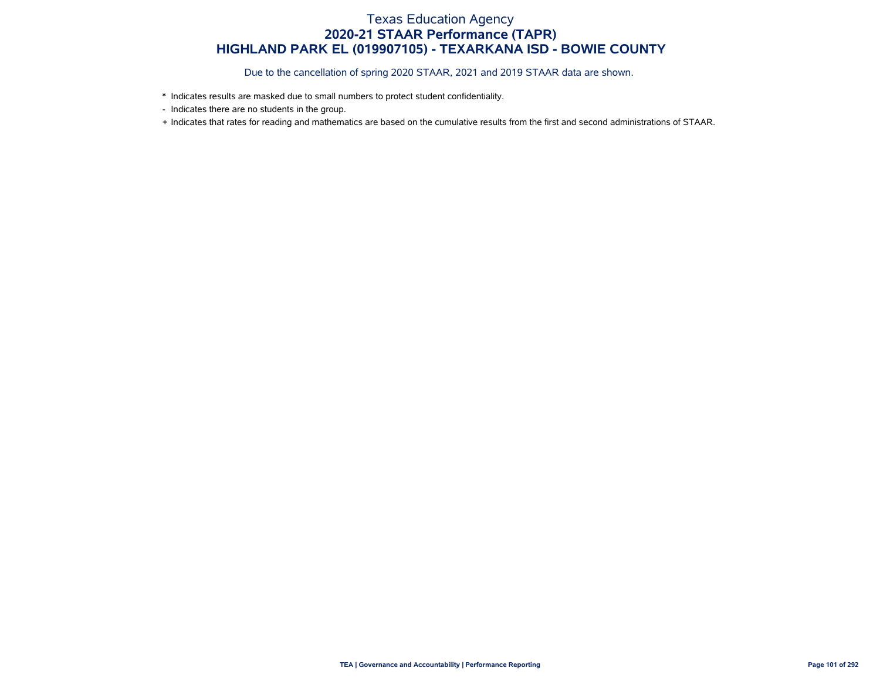# Texas Education Agency

## 2020-21 STAAR Performance (TAPR)

## HIGHLAND PARK EL (019907105) - TEXARKANA ISD - BOWIE COUNTY

Due to the cancellation of spring 2020 STAAR, 2021 and 2019 STAAR data are shown.

* Indicates results are masked due to small numbers to protect student confidentiality.

- Indicates there are no students in the group.

+ Indicates that rates for reading and mathematics are based on the cumulative results from the first and second administrations of STAAR.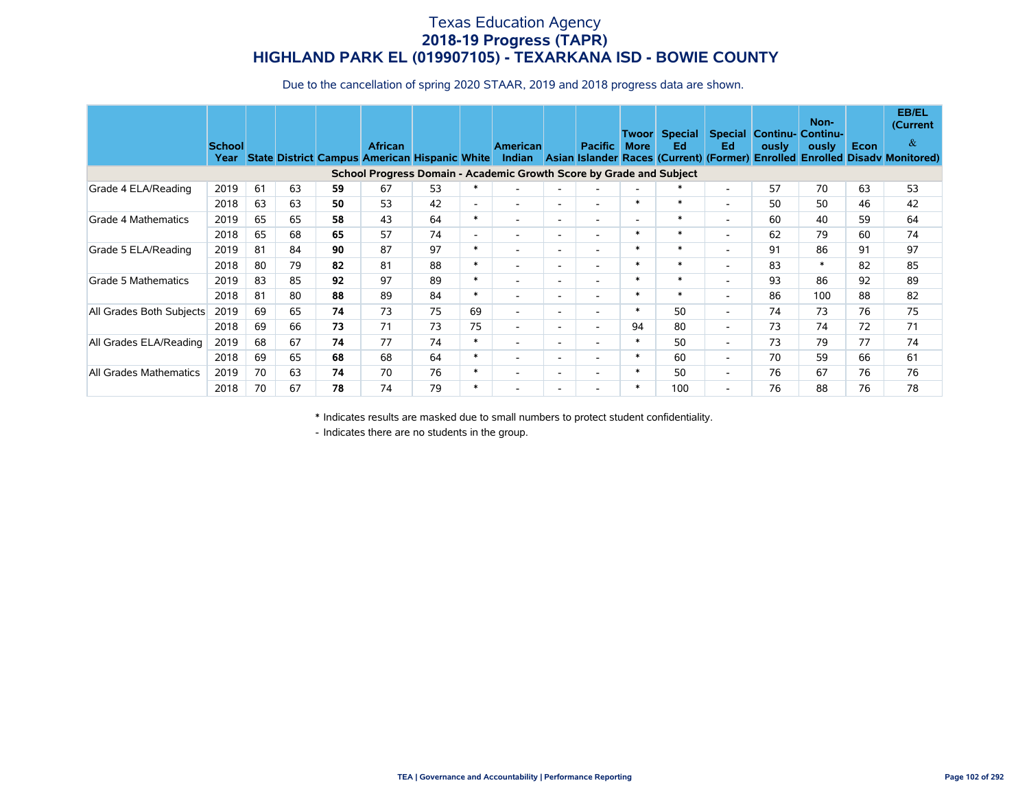# Texas Education Agency
## 2018-19 Progress (TAPR)
## HIGHLAND PARK EL (019907105) - TEXARKANA ISD - BOWIE COUNTY

Due to the cancellation of spring 2020 STAAR, 2019 and 2018 progress data are shown.

| | School Year | State | District | Campus | African American | Hispanic | White | American Indian | Asian | Pacific Islander | Two or More Races | Special Ed (Current) | Special Ed (Former) | Continuously Enrolled | Non-Continuously Enrolled | Econ Disadv | EB/EL (Current & Monitored) |
|---|---|---|---|---|---|---|---|---|---|---|---|---|---|---|---|---|---|
| **School Progress Domain - Academic Growth Score by Grade and Subject** | | | | | | | | | | | | | | | | | |
| Grade 4 ELA/Reading | 2019 | 61 | 63 | **59** | 67 | 53 | * | - | - | - | - | * | - | 57 | 70 | 63 | 53 |
| | 2018 | 63 | 63 | **50** | 53 | 42 | - | - | - | - | * | * | - | 50 | 50 | 46 | 42 |
| Grade 4 Mathematics | 2019 | 65 | 65 | **58** | 43 | 64 | * | - | - | - | - | * | - | 60 | 40 | 59 | 64 |
| | 2018 | 65 | 68 | **65** | 57 | 74 | - | - | - | - | * | * | - | 62 | 79 | 60 | 74 |
| Grade 5 ELA/Reading | 2019 | 81 | 84 | **90** | 87 | 97 | * | - | - | - | * | * | - | 91 | 86 | 91 | 97 |
| | 2018 | 80 | 79 | **82** | 81 | 88 | * | - | - | - | * | * | - | 83 | * | 82 | 85 |
| Grade 5 Mathematics | 2019 | 83 | 85 | **92** | 97 | 89 | * | - | - | - | * | * | - | 93 | 86 | 92 | 89 |
| | 2018 | 81 | 80 | **88** | 89 | 84 | * | - | - | - | * | * | - | 86 | 100 | 88 | 82 |
| All Grades Both Subjects | 2019 | 69 | 65 | **74** | 73 | 75 | 69 | - | - | - | * | 50 | - | 74 | 73 | 76 | 75 |
| | 2018 | 69 | 66 | **73** | 71 | 73 | 75 | - | - | - | 94 | 80 | - | 73 | 74 | 72 | 71 |
| All Grades ELA/Reading | 2019 | 68 | 67 | **74** | 77 | 74 | * | - | - | - | * | 50 | - | 73 | 79 | 77 | 74 |
| | 2018 | 69 | 65 | **68** | 68 | 64 | * | - | - | - | * | 60 | - | 70 | 59 | 66 | 61 |
| All Grades Mathematics | 2019 | 70 | 63 | **74** | 70 | 76 | * | - | - | - | * | 50 | - | 76 | 67 | 76 | 76 |
| | 2018 | 70 | 67 | **78** | 74 | 79 | * | - | - | - | * | 100 | - | 76 | 88 | 76 | 78 |

\* Indicates results are masked due to small numbers to protect student confidentiality.

\- Indicates there are no students in the group.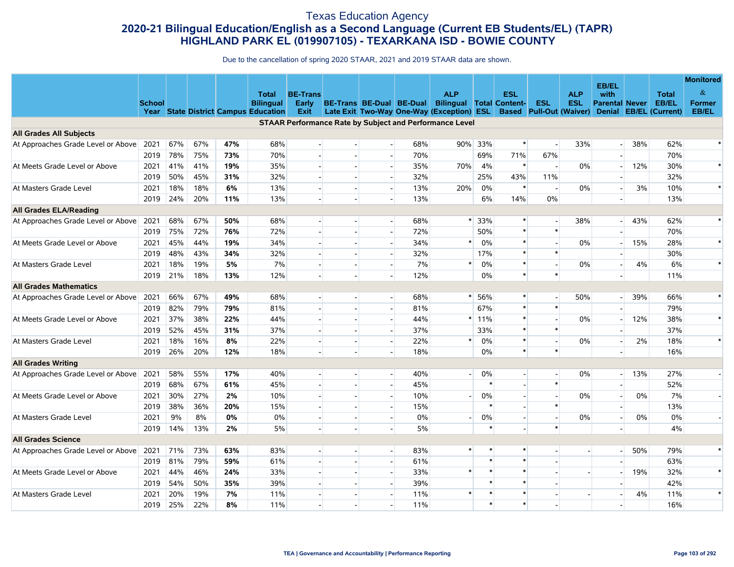# Texas Education Agency
## 2020-21 Bilingual Education/English as a Second Language (Current EB Students/EL) (TAPR)
## HIGHLAND PARK EL (019907105) - TEXARKANA ISD - BOWIE COUNTY

Due to the cancellation of spring 2020 STAAR, 2021 and 2019 STAAR data are shown.

| | School Year | State | District | Campus | Total Bilingual Education | BE-Trans Early Exit | BE-Trans Late Exit | BE-Dual Two-Way | BE-Dual One-Way | ALP Bilingual (Exception) | Total ESL | ESL Content-Based | ESL Pull-Out | ALP ESL (Waiver) | EB/EL with Parental Denial | Never EB/EL | Total EB/EL (Current) | Monitored & Former EB/EL |
|---|---|---|---|---|---|---|---|---|---|---|---|---|---|---|---|---|---|---|
| **STAAR Performance Rate by Subject and Performance Level** | | | | | | | | | | | | | | | | | | |
| **All Grades All Subjects** | | | | | | | | | | | | | | | | | | |
| At Approaches Grade Level or Above | 2021 | 67% | 67% | **47%** | 68% | - | - | - | 68% | 90% | 33% | * | - | 33% | - | 38% | 62% | * |
| | 2019 | 78% | 75% | **73%** | 70% | - | - | - | 70% | | 69% | 71% | 67% | | - | | 70% | |
| At Meets Grade Level or Above | 2021 | 41% | 41% | **19%** | 35% | - | - | - | 35% | 70% | 4% | * | - | 0% | - | 12% | 30% | * |
| | 2019 | 50% | 45% | **31%** | 32% | - | - | - | 32% | | 25% | 43% | 11% | | - | | 32% | |
| At Masters Grade Level | 2021 | 18% | 18% | **6%** | 13% | - | - | - | 13% | 20% | 0% | * | - | 0% | - | 3% | 10% | * |
| | 2019 | 24% | 20% | **11%** | 13% | - | - | - | 13% | | 6% | 14% | 0% | | - | | 13% | |
| **All Grades ELA/Reading** | | | | | | | | | | | | | | | | | | |
| At Approaches Grade Level or Above | 2021 | 68% | 67% | **50%** | 68% | - | - | - | 68% | * | 33% | * | - | 38% | - | 43% | 62% | * |
| | 2019 | 75% | 72% | **76%** | 72% | - | - | - | 72% | | 50% | * | * | | - | | 70% | |
| At Meets Grade Level or Above | 2021 | 45% | 44% | **19%** | 34% | - | - | - | 34% | * | 0% | * | - | 0% | - | 15% | 28% | * |
| | 2019 | 48% | 43% | **34%** | 32% | - | - | - | 32% | | 17% | * | * | | - | | 30% | |
| At Masters Grade Level | 2021 | 18% | 19% | **5%** | 7% | - | - | - | 7% | * | 0% | * | - | 0% | - | 4% | 6% | * |
| | 2019 | 21% | 18% | **13%** | 12% | - | - | - | 12% | | 0% | * | * | | - | | 11% | |
| **All Grades Mathematics** | | | | | | | | | | | | | | | | | | |
| At Approaches Grade Level or Above | 2021 | 66% | 67% | **49%** | 68% | - | - | - | 68% | * | 56% | * | - | 50% | - | 39% | 66% | * |
| | 2019 | 82% | 79% | **79%** | 81% | - | - | - | 81% | | 67% | * | * | | - | | 79% | |
| At Meets Grade Level or Above | 2021 | 37% | 38% | **22%** | 44% | - | - | - | 44% | * | 11% | * | - | 0% | - | 12% | 38% | * |
| | 2019 | 52% | 45% | **31%** | 37% | - | - | - | 37% | | 33% | * | * | | - | | 37% | |
| At Masters Grade Level | 2021 | 18% | 16% | **8%** | 22% | - | - | - | 22% | * | 0% | * | - | 0% | - | 2% | 18% | * |
| | 2019 | 26% | 20% | **12%** | 18% | - | - | - | 18% | | 0% | * | * | | - | | 16% | |
| **All Grades Writing** | | | | | | | | | | | | | | | | | | |
| At Approaches Grade Level or Above | 2021 | 58% | 55% | **17%** | 40% | - | - | - | 40% | - | 0% | - | - | 0% | - | 13% | 27% | - |
| | 2019 | 68% | 67% | **61%** | 45% | - | - | - | 45% | | * | - | * | | - | | 52% | |
| At Meets Grade Level or Above | 2021 | 30% | 27% | **2%** | 10% | - | - | - | 10% | - | 0% | - | - | 0% | - | 0% | 7% | - |
| | 2019 | 38% | 36% | **20%** | 15% | - | - | - | 15% | | * | - | * | | - | | 13% | |
| At Masters Grade Level | 2021 | 9% | 8% | **0%** | 0% | - | - | - | 0% | - | 0% | - | - | 0% | - | 0% | 0% | - |
| | 2019 | 14% | 13% | **2%** | 5% | - | - | - | 5% | | * | - | * | | - | | 4% | |
| **All Grades Science** | | | | | | | | | | | | | | | | | | |
| At Approaches Grade Level or Above | 2021 | 71% | 73% | **63%** | 83% | - | - | - | 83% | * | * | * | - | - | - | 50% | 79% | * |
| | 2019 | 81% | 79% | **59%** | 61% | - | - | - | 61% | | * | * | - | | - | | 63% | |
| At Meets Grade Level or Above | 2021 | 44% | 46% | **24%** | 33% | - | - | - | 33% | * | * | * | - | - | - | 19% | 32% | * |
| | 2019 | 54% | 50% | **35%** | 39% | - | - | - | 39% | | * | * | - | | - | | 42% | |
| At Masters Grade Level | 2021 | 20% | 19% | **7%** | 11% | - | - | - | 11% | * | * | * | - | - | - | 4% | 11% | * |
| | 2019 | 25% | 22% | **8%** | 11% | - | - | - | 11% | | * | * | - | | - | | 16% | |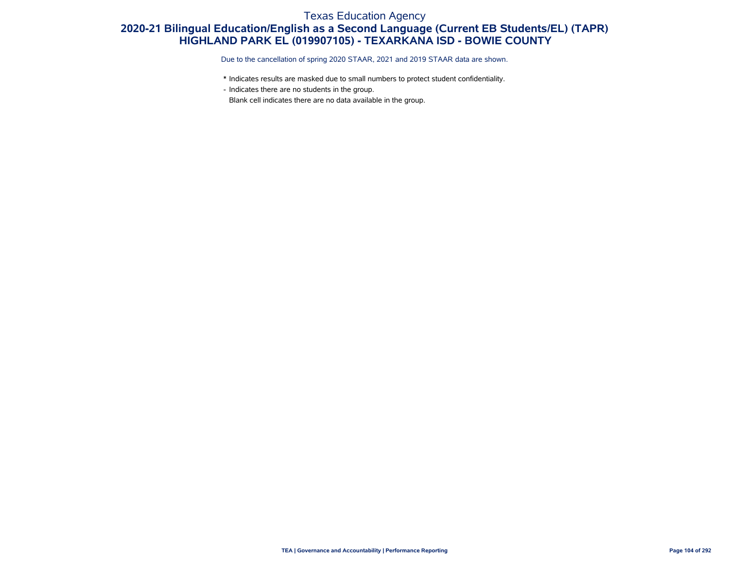# Texas Education Agency

## 2020-21 Bilingual Education/English as a Second Language (Current EB Students/EL) (TAPR)

## HIGHLAND PARK EL (019907105) - TEXARKANA ISD - BOWIE COUNTY

Due to the cancellation of spring 2020 STAAR, 2021 and 2019 STAAR data are shown.

- * Indicates results are masked due to small numbers to protect student confidentiality.
- \- Indicates there are no students in the group.
- Blank cell indicates there are no data available in the group.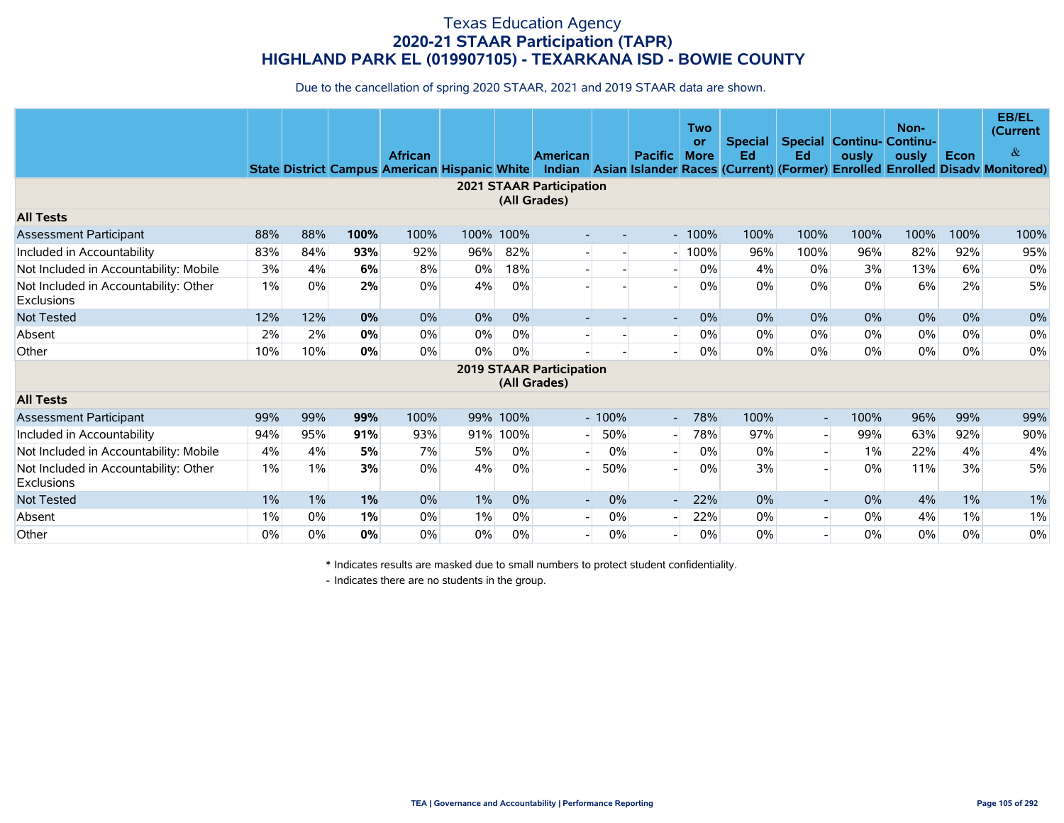# Texas Education Agency
## 2020-21 STAAR Participation (TAPR)
## HIGHLAND PARK EL (019907105) - TEXARKANA ISD - BOWIE COUNTY

Due to the cancellation of spring 2020 STAAR, 2021 and 2019 STAAR data are shown.

| | State | District | Campus | African American | Hispanic | White | American Indian | Asian | Pacific Islander | Two or More Races | Special Ed (Current) | Special Ed (Former) | Continuously Enrolled | Non-Continuously Enrolled | Econ Disadv | EB/EL (Current & Monitored) |
|---|---|---|---|---|---|---|---|---|---|---|---|---|---|---|---|---|
| **2021 STAAR Participation (All Grades)** | | | | | | | | | | | | | | | | |
| **All Tests** | | | | | | | | | | | | | | | | |
| Assessment Participant | 88% | 88% | **100%** | 100% | 100% | 100% | - | - | - | 100% | 100% | 100% | 100% | 100% | 100% | 100% |
| Included in Accountability | 83% | 84% | **93%** | 92% | 96% | 82% | - | - | - | 100% | 96% | 100% | 96% | 82% | 92% | 95% |
| Not Included in Accountability: Mobile | 3% | 4% | **6%** | 8% | 0% | 18% | - | - | - | 0% | 4% | 0% | 3% | 13% | 6% | 0% |
| Not Included in Accountability: Other Exclusions | 1% | 0% | **2%** | 0% | 4% | 0% | - | - | - | 0% | 0% | 0% | 0% | 6% | 2% | 5% |
| Not Tested | 12% | 12% | **0%** | 0% | 0% | 0% | - | - | - | 0% | 0% | 0% | 0% | 0% | 0% | 0% |
| Absent | 2% | 2% | **0%** | 0% | 0% | 0% | - | - | - | 0% | 0% | 0% | 0% | 0% | 0% | 0% |
| Other | 10% | 10% | **0%** | 0% | 0% | 0% | - | - | - | 0% | 0% | 0% | 0% | 0% | 0% | 0% |
| **2019 STAAR Participation (All Grades)** | | | | | | | | | | | | | | | | |
| **All Tests** | | | | | | | | | | | | | | | | |
| Assessment Participant | 99% | 99% | **99%** | 100% | 99% | 100% | - | 100% | - | 78% | 100% | - | 100% | 96% | 99% | 99% |
| Included in Accountability | 94% | 95% | **91%** | 93% | 91% | 100% | - | 50% | - | 78% | 97% | - | 99% | 63% | 92% | 90% |
| Not Included in Accountability: Mobile | 4% | 4% | **5%** | 7% | 5% | 0% | - | 0% | - | 0% | 0% | - | 1% | 22% | 4% | 4% |
| Not Included in Accountability: Other Exclusions | 1% | 1% | **3%** | 0% | 4% | 0% | - | 50% | - | 0% | 3% | - | 0% | 11% | 3% | 5% |
| Not Tested | 1% | 1% | **1%** | 0% | 1% | 0% | - | 0% | - | 22% | 0% | - | 0% | 4% | 1% | 1% |
| Absent | 1% | 0% | **1%** | 0% | 1% | 0% | - | 0% | - | 22% | 0% | - | 0% | 4% | 1% | 1% |
| Other | 0% | 0% | **0%** | 0% | 0% | 0% | - | 0% | - | 0% | 0% | - | 0% | 0% | 0% | 0% |

\* Indicates results are masked due to small numbers to protect student confidentiality.

\- Indicates there are no students in the group.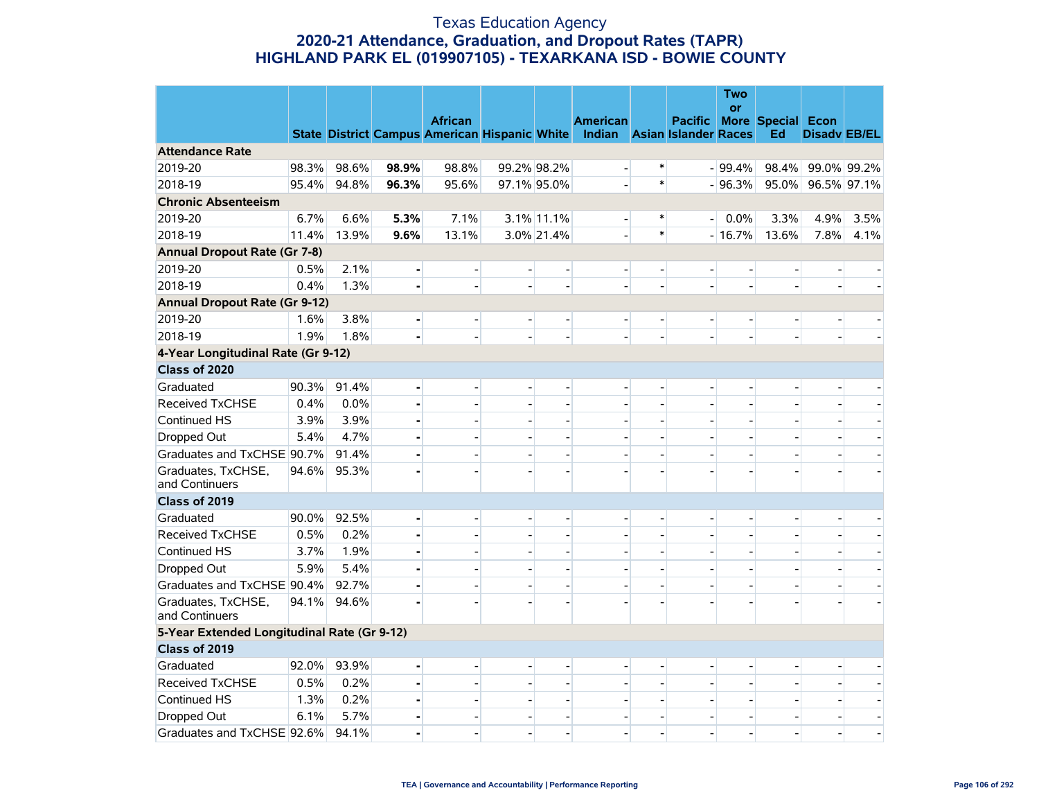# Texas Education Agency

## 2020-21 Attendance, Graduation, and Dropout Rates (TAPR)

## HIGHLAND PARK EL (019907105) - TEXARKANA ISD - BOWIE COUNTY

| | State | District | Campus | African American | Hispanic | White | American Indian | Asian | Pacific Islander | Two or More Races | Special Ed | Econ Disadv | EB/EL |
|---|---|---|---|---|---|---|---|---|---|---|---|---|---|
| **Attendance Rate** | | | | | | | | | | | | | |
| 2019-20 | 98.3% | 98.6% | **98.9%** | 98.8% | 99.2% | 98.2% | - | * | - | 99.4% | 98.4% | 99.0% | 99.2% |
| 2018-19 | 95.4% | 94.8% | **96.3%** | 95.6% | 97.1% | 95.0% | - | * | - | 96.3% | 95.0% | 96.5% | 97.1% |
| **Chronic Absenteeism** | | | | | | | | | | | | | |
| 2019-20 | 6.7% | 6.6% | **5.3%** | 7.1% | 3.1% | 11.1% | - | * | - | 0.0% | 3.3% | 4.9% | 3.5% |
| 2018-19 | 11.4% | 13.9% | **9.6%** | 13.1% | 3.0% | 21.4% | - | * | - | 16.7% | 13.6% | 7.8% | 4.1% |
| **Annual Dropout Rate (Gr 7-8)** | | | | | | | | | | | | | |
| 2019-20 | 0.5% | 2.1% | **-** | - | - | - | - | - | - | - | - | - | - |
| 2018-19 | 0.4% | 1.3% | **-** | - | - | - | - | - | - | - | - | - | - |
| **Annual Dropout Rate (Gr 9-12)** | | | | | | | | | | | | | |
| 2019-20 | 1.6% | 3.8% | **-** | - | - | - | - | - | - | - | - | - | - |
| 2018-19 | 1.9% | 1.8% | **-** | - | - | - | - | - | - | - | - | - | - |
| **4-Year Longitudinal Rate (Gr 9-12)** | | | | | | | | | | | | | |
| **Class of 2020** | | | | | | | | | | | | | |
| Graduated | 90.3% | 91.4% | **-** | - | - | - | - | - | - | - | - | - | - |
| Received TxCHSE | 0.4% | 0.0% | **-** | - | - | - | - | - | - | - | - | - | - |
| Continued HS | 3.9% | 3.9% | **-** | - | - | - | - | - | - | - | - | - | - |
| Dropped Out | 5.4% | 4.7% | **-** | - | - | - | - | - | - | - | - | - | - |
| Graduates and TxCHSE | 90.7% | 91.4% | **-** | - | - | - | - | - | - | - | - | - | - |
| Graduates, TxCHSE, and Continuers | 94.6% | 95.3% | **-** | - | - | - | - | - | - | - | - | - | - |
| **Class of 2019** | | | | | | | | | | | | | |
| Graduated | 90.0% | 92.5% | **-** | - | - | - | - | - | - | - | - | - | - |
| Received TxCHSE | 0.5% | 0.2% | **-** | - | - | - | - | - | - | - | - | - | - |
| Continued HS | 3.7% | 1.9% | **-** | - | - | - | - | - | - | - | - | - | - |
| Dropped Out | 5.9% | 5.4% | **-** | - | - | - | - | - | - | - | - | - | - |
| Graduates and TxCHSE | 90.4% | 92.7% | **-** | - | - | - | - | - | - | - | - | - | - |
| Graduates, TxCHSE, and Continuers | 94.1% | 94.6% | **-** | - | - | - | - | - | - | - | - | - | - |
| **5-Year Extended Longitudinal Rate (Gr 9-12)** | | | | | | | | | | | | | |
| **Class of 2019** | | | | | | | | | | | | | |
| Graduated | 92.0% | 93.9% | **-** | - | - | - | - | - | - | - | - | - | - |
| Received TxCHSE | 0.5% | 0.2% | **-** | - | - | - | - | - | - | - | - | - | - |
| Continued HS | 1.3% | 0.2% | **-** | - | - | - | - | - | - | - | - | - | - |
| Dropped Out | 6.1% | 5.7% | **-** | - | - | - | - | - | - | - | - | - | - |
| Graduates and TxCHSE | 92.6% | 94.1% | **-** | - | - | - | - | - | - | - | - | - | - |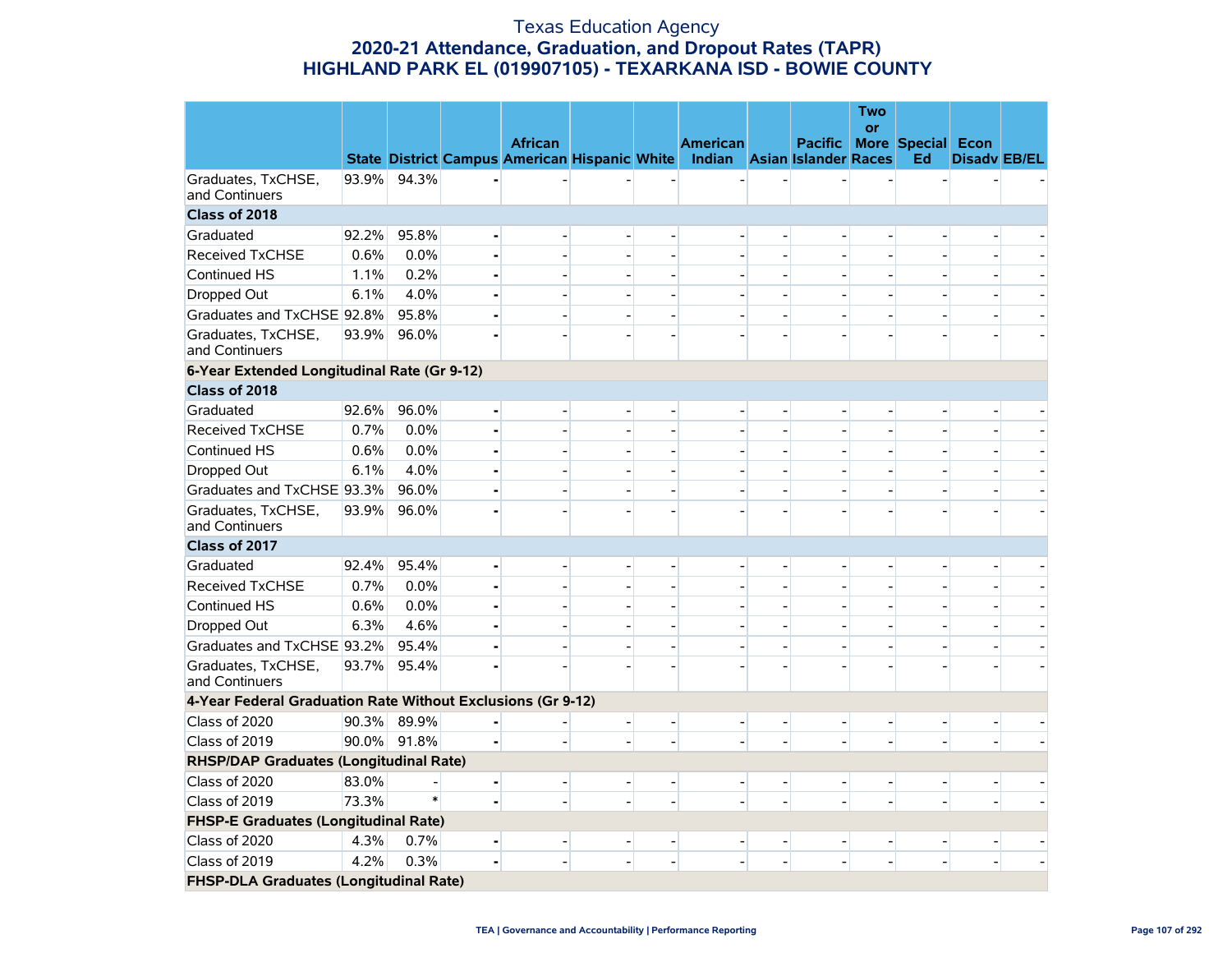# Texas Education Agency
## 2020-21 Attendance, Graduation, and Dropout Rates (TAPR)
## HIGHLAND PARK EL (019907105) - TEXARKANA ISD - BOWIE COUNTY

| | State | District | Campus | African American | Hispanic | White | American Indian | Asian | Pacific Islander | Two or More Races | Special Ed | Econ Disadv | EB/EL |
|---|---|---|---|---|---|---|---|---|---|---|---|---|---|
| Graduates, TxCHSE, and Continuers | 93.9% | 94.3% | - | - | - | - | - | - | - | - | - | - | - |
| **Class of 2018** | | | | | | | | | | | | | |
| Graduated | 92.2% | 95.8% | - | - | - | - | - | - | - | - | - | - | - |
| Received TxCHSE | 0.6% | 0.0% | - | - | - | - | - | - | - | - | - | - | - |
| Continued HS | 1.1% | 0.2% | - | - | - | - | - | - | - | - | - | - | - |
| Dropped Out | 6.1% | 4.0% | - | - | - | - | - | - | - | - | - | - | - |
| Graduates and TxCHSE | 92.8% | 95.8% | - | - | - | - | - | - | - | - | - | - | - |
| Graduates, TxCHSE, and Continuers | 93.9% | 96.0% | - | - | - | - | - | - | - | - | - | - | - |
| **6-Year Extended Longitudinal Rate (Gr 9-12)** | | | | | | | | | | | | | |
| **Class of 2018** | | | | | | | | | | | | | |
| Graduated | 92.6% | 96.0% | - | - | - | - | - | - | - | - | - | - | - |
| Received TxCHSE | 0.7% | 0.0% | - | - | - | - | - | - | - | - | - | - | - |
| Continued HS | 0.6% | 0.0% | - | - | - | - | - | - | - | - | - | - | - |
| Dropped Out | 6.1% | 4.0% | - | - | - | - | - | - | - | - | - | - | - |
| Graduates and TxCHSE | 93.3% | 96.0% | - | - | - | - | - | - | - | - | - | - | - |
| Graduates, TxCHSE, and Continuers | 93.9% | 96.0% | - | - | - | - | - | - | - | - | - | - | - |
| **Class of 2017** | | | | | | | | | | | | | |
| Graduated | 92.4% | 95.4% | - | - | - | - | - | - | - | - | - | - | - |
| Received TxCHSE | 0.7% | 0.0% | - | - | - | - | - | - | - | - | - | - | - |
| Continued HS | 0.6% | 0.0% | - | - | - | - | - | - | - | - | - | - | - |
| Dropped Out | 6.3% | 4.6% | - | - | - | - | - | - | - | - | - | - | - |
| Graduates and TxCHSE | 93.2% | 95.4% | - | - | - | - | - | - | - | - | - | - | - |
| Graduates, TxCHSE, and Continuers | 93.7% | 95.4% | - | - | - | - | - | - | - | - | - | - | - |
| **4-Year Federal Graduation Rate Without Exclusions (Gr 9-12)** | | | | | | | | | | | | | |
| Class of 2020 | 90.3% | 89.9% | - | - | - | - | - | - | - | - | - | - | - |
| Class of 2019 | 90.0% | 91.8% | - | - | - | - | - | - | - | - | - | - | - |
| **RHSP/DAP Graduates (Longitudinal Rate)** | | | | | | | | | | | | | |
| Class of 2020 | 83.0% | - | - | - | - | - | - | - | - | - | - | - | - |
| Class of 2019 | 73.3% | * | - | - | - | - | - | - | - | - | - | - | - |
| **FHSP-E Graduates (Longitudinal Rate)** | | | | | | | | | | | | | |
| Class of 2020 | 4.3% | 0.7% | - | - | - | - | - | - | - | - | - | - | - |
| Class of 2019 | 4.2% | 0.3% | - | - | - | - | - | - | - | - | - | - | - |
| **FHSP-DLA Graduates (Longitudinal Rate)** | | | | | | | | | | | | | |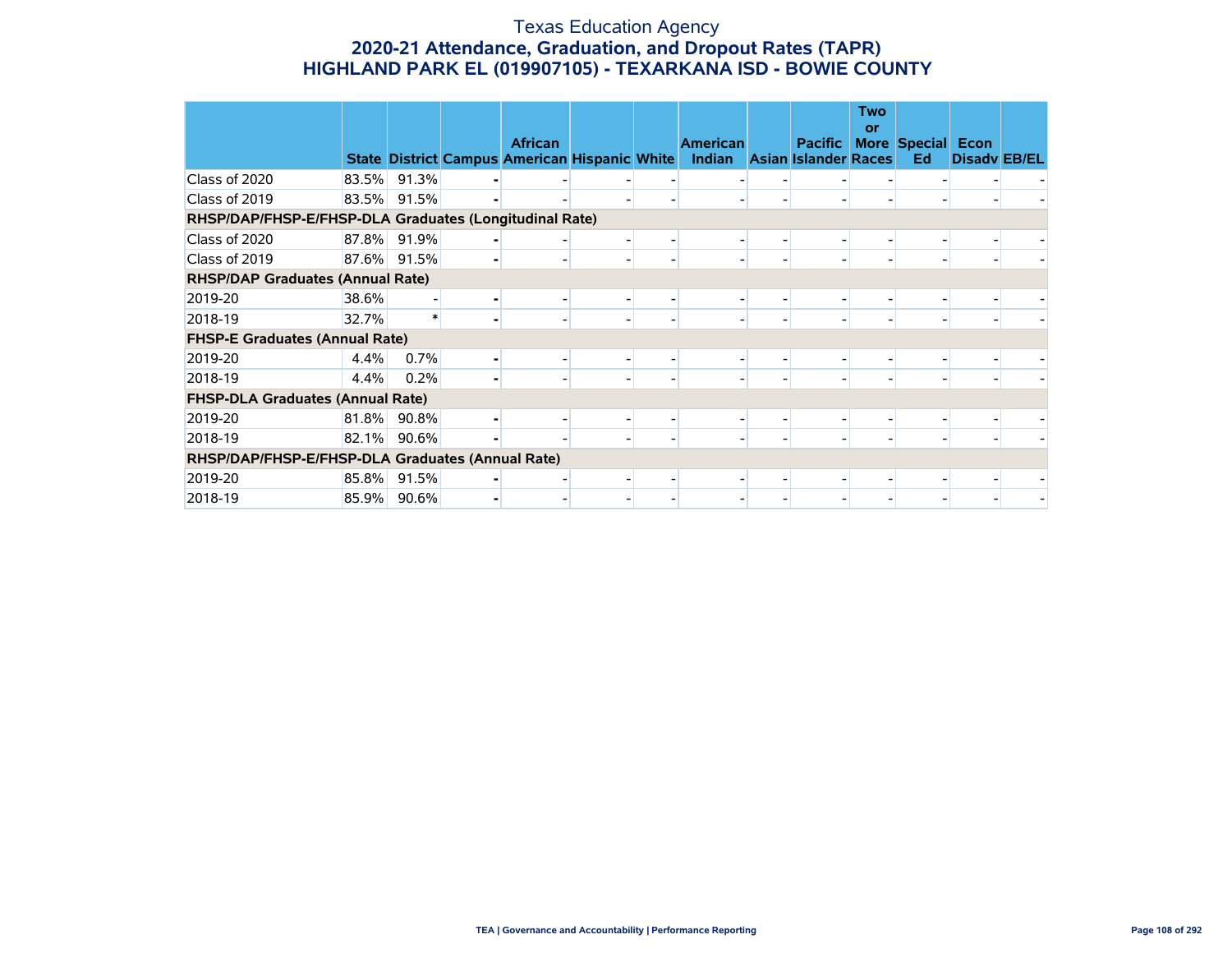# Texas Education Agency
## 2020-21 Attendance, Graduation, and Dropout Rates (TAPR)
## HIGHLAND PARK EL (019907105) - TEXARKANA ISD - BOWIE COUNTY

| | State | District | Campus | African American | Hispanic | White | American Indian | Asian | Pacific Islander | Two or More Races | Special Ed | Econ Disadv | EB/EL |
|---|---|---|---|---|---|---|---|---|---|---|---|---|---|
| Class of 2020 | 83.5% | 91.3% | - | - | - | - | - | - | - | - | - | - | - |
| Class of 2019 | 83.5% | 91.5% | - | - | - | - | - | - | - | - | - | - | - |
| **RHSP/DAP/FHSP-E/FHSP-DLA Graduates (Longitudinal Rate)** | | | | | | | | | | | | | |
| Class of 2020 | 87.8% | 91.9% | - | - | - | - | - | - | - | - | - | - | - |
| Class of 2019 | 87.6% | 91.5% | - | - | - | - | - | - | - | - | - | - | - |
| **RHSP/DAP Graduates (Annual Rate)** | | | | | | | | | | | | | |
| 2019-20 | 38.6% | - | - | - | - | - | - | - | - | - | - | - | - |
| 2018-19 | 32.7% | * | - | - | - | - | - | - | - | - | - | - | - |
| **FHSP-E Graduates (Annual Rate)** | | | | | | | | | | | | | |
| 2019-20 | 4.4% | 0.7% | - | - | - | - | - | - | - | - | - | - | - |
| 2018-19 | 4.4% | 0.2% | - | - | - | - | - | - | - | - | - | - | - |
| **FHSP-DLA Graduates (Annual Rate)** | | | | | | | | | | | | | |
| 2019-20 | 81.8% | 90.8% | - | - | - | - | - | - | - | - | - | - | - |
| 2018-19 | 82.1% | 90.6% | - | - | - | - | - | - | - | - | - | - | - |
| **RHSP/DAP/FHSP-E/FHSP-DLA Graduates (Annual Rate)** | | | | | | | | | | | | | |
| 2019-20 | 85.8% | 91.5% | - | - | - | - | - | - | - | - | - | - | - |
| 2018-19 | 85.9% | 90.6% | - | - | - | - | - | - | - | - | - | - | - |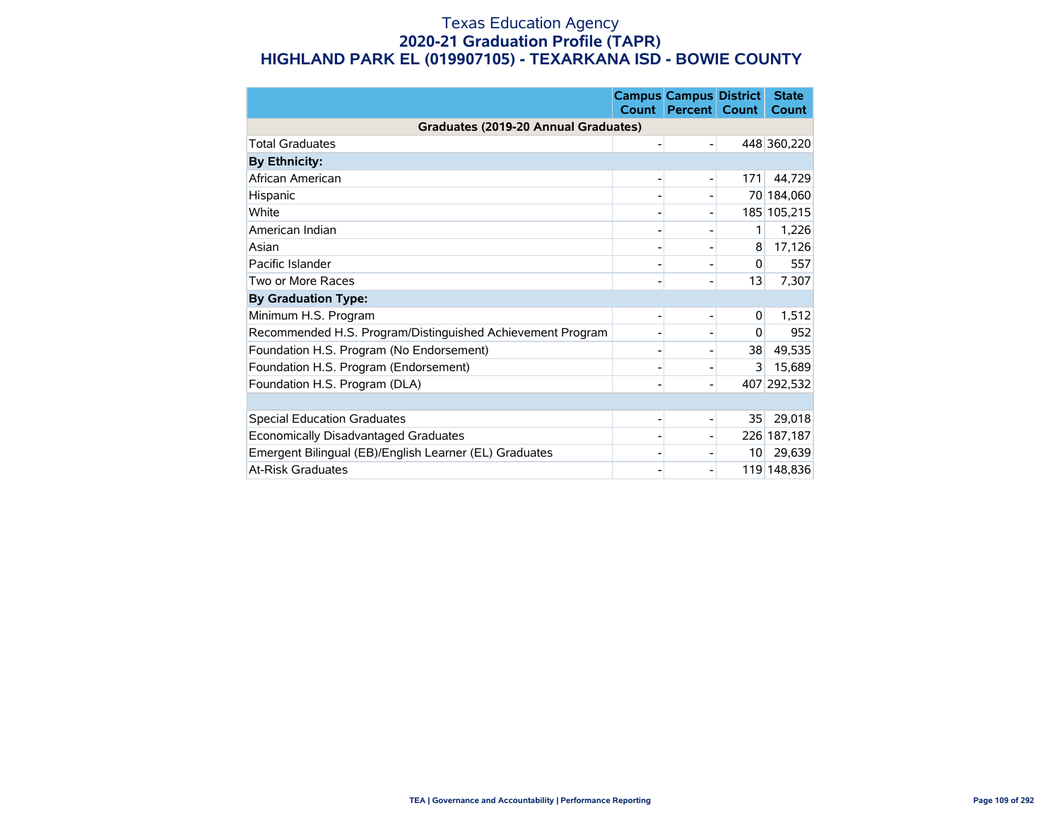# Texas Education Agency
## 2020-21 Graduation Profile (TAPR)
## HIGHLAND PARK EL (019907105) - TEXARKANA ISD - BOWIE COUNTY

| | Campus Count | Campus Percent | District Count | State Count |
|---|---|---|---|---|
| **Graduates (2019-20 Annual Graduates)** | | | | |
| Total Graduates | - | - | 448 | 360,220 |
| **By Ethnicity:** | | | | |
| African American | - | - | 171 | 44,729 |
| Hispanic | - | - | 70 | 184,060 |
| White | - | - | 185 | 105,215 |
| American Indian | - | - | 1 | 1,226 |
| Asian | - | - | 8 | 17,126 |
| Pacific Islander | - | - | 0 | 557 |
| Two or More Races | - | - | 13 | 7,307 |
| **By Graduation Type:** | | | | |
| Minimum H.S. Program | - | - | 0 | 1,512 |
| Recommended H.S. Program/Distinguished Achievement Program | - | - | 0 | 952 |
| Foundation H.S. Program (No Endorsement) | - | - | 38 | 49,535 |
| Foundation H.S. Program (Endorsement) | - | - | 3 | 15,689 |
| Foundation H.S. Program (DLA) | - | - | 407 | 292,532 |
| | | | | |
| Special Education Graduates | - | - | 35 | 29,018 |
| Economically Disadvantaged Graduates | - | - | 226 | 187,187 |
| Emergent Bilingual (EB)/English Learner (EL) Graduates | - | - | 10 | 29,639 |
| At-Risk Graduates | - | - | 119 | 148,836 |

TEA | Governance and Accountability | Performance Reporting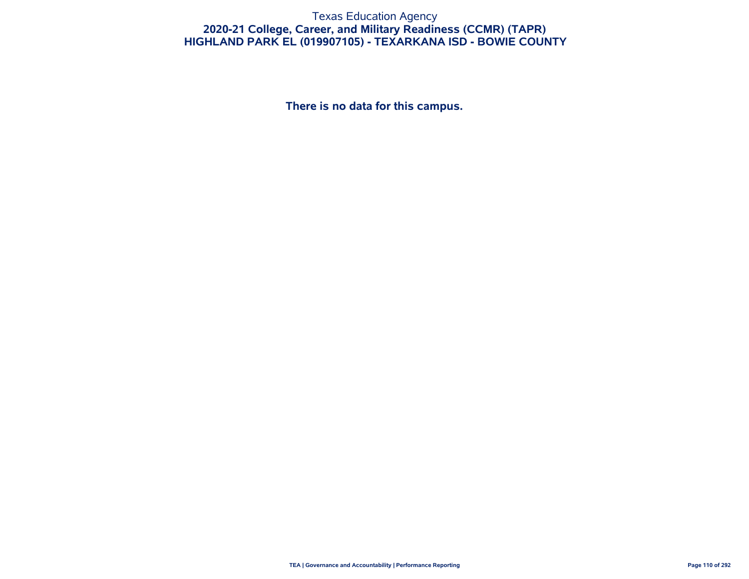Texas Education Agency

**2020-21 College, Career, and Military Readiness (CCMR) (TAPR)**

**HIGHLAND PARK EL (019907105) - TEXARKANA ISD - BOWIE COUNTY**

**There is no data for this campus.**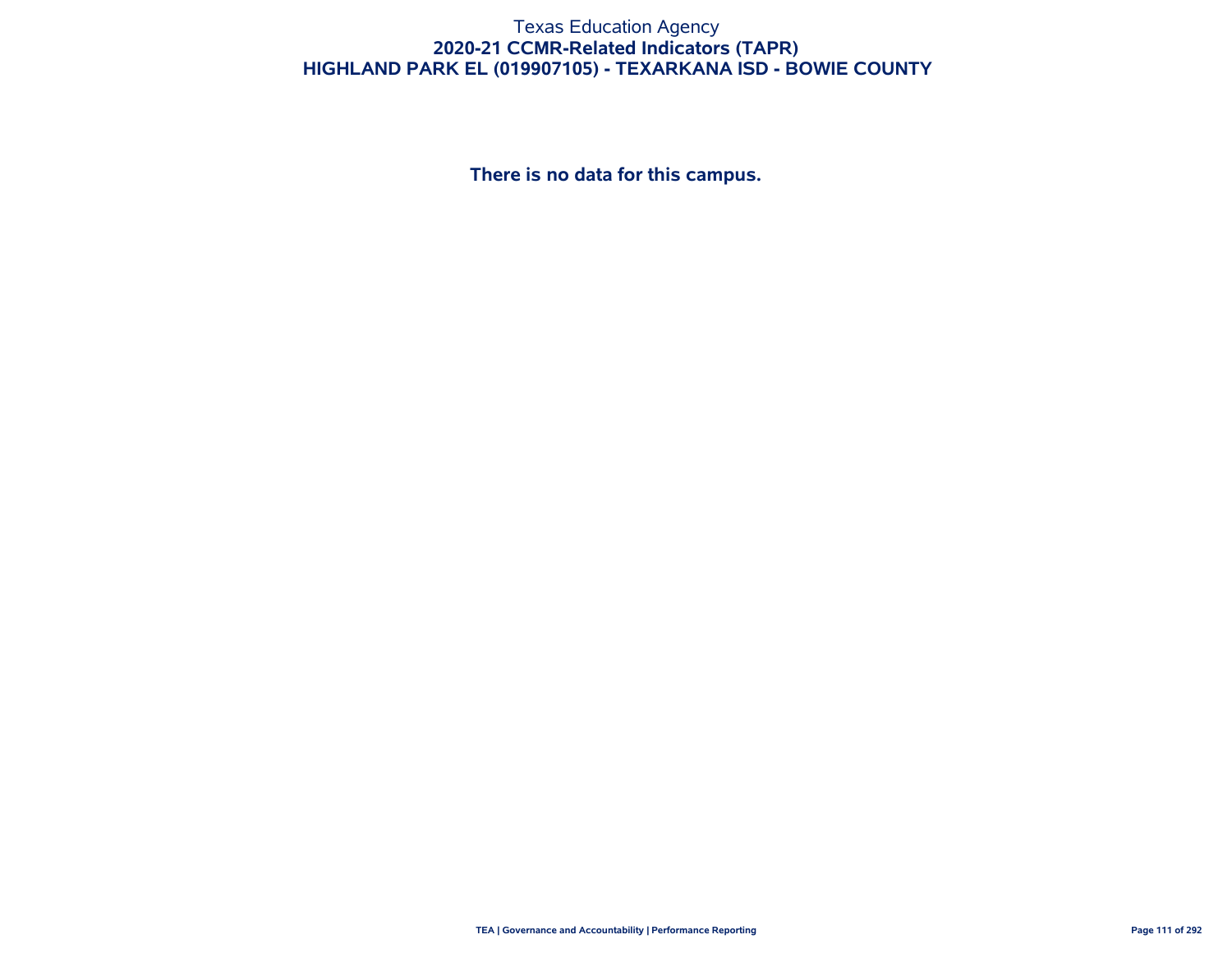Texas Education Agency

# 2020-21 CCMR-Related Indicators (TAPR)

## HIGHLAND PARK EL (019907105) - TEXARKANA ISD - BOWIE COUNTY

**There is no data for this campus.**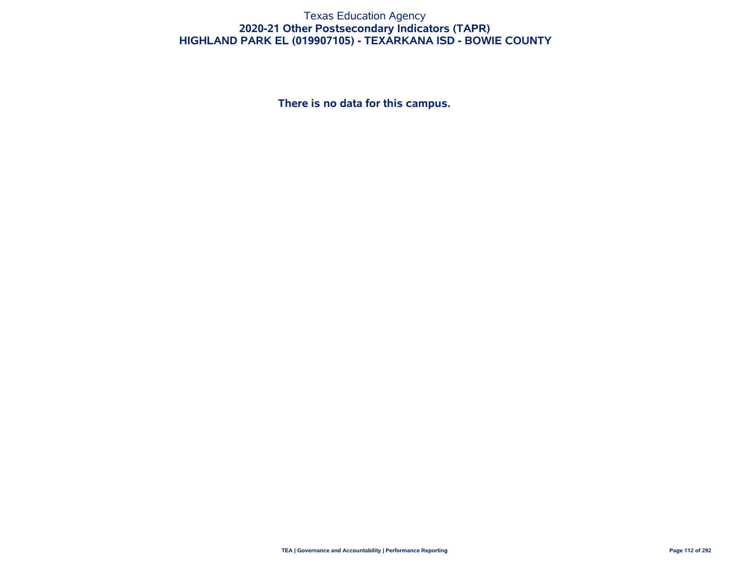Texas Education Agency

# 2020-21 Other Postsecondary Indicators (TAPR)

## HIGHLAND PARK EL (019907105) - TEXARKANA ISD - BOWIE COUNTY

**There is no data for this campus.**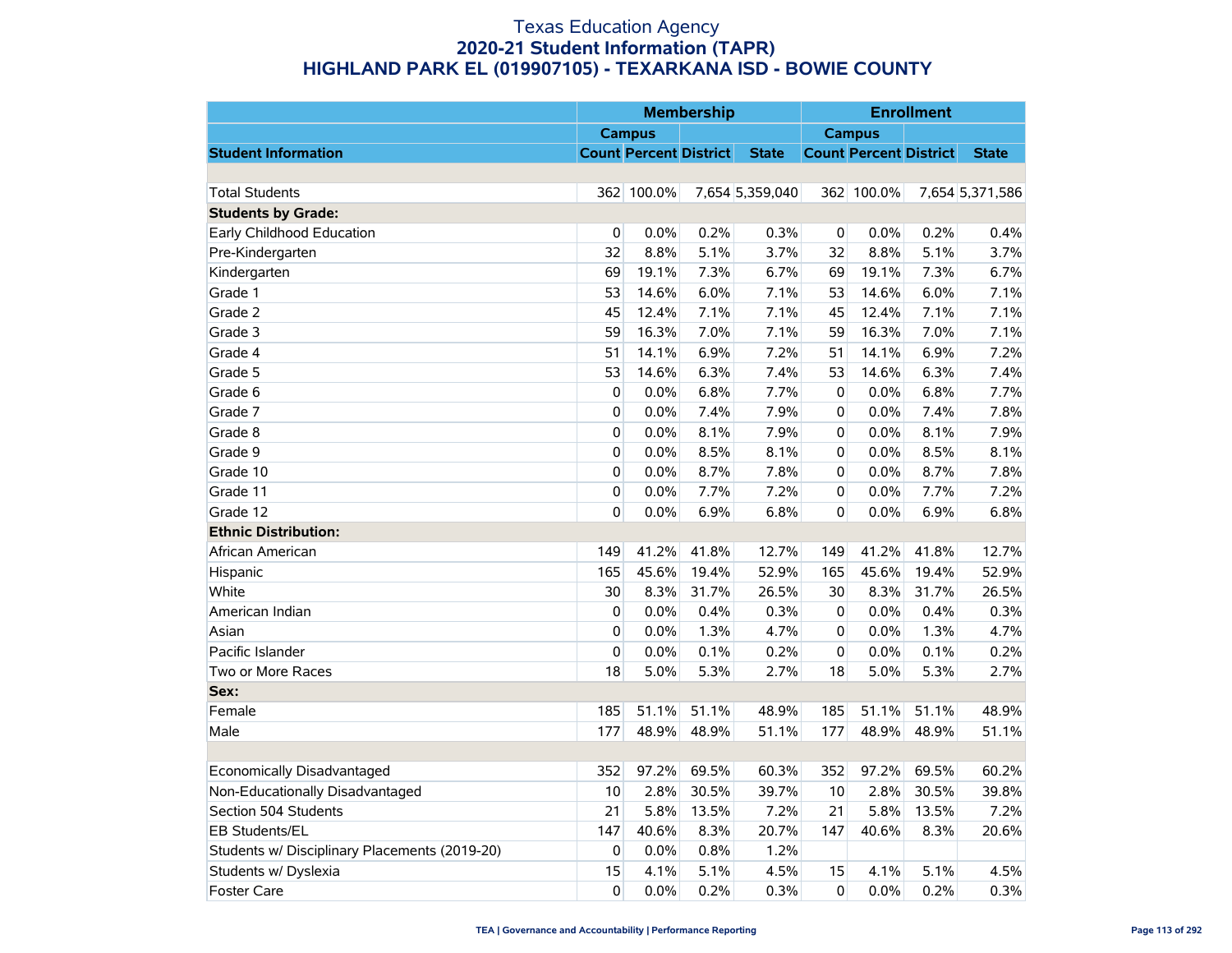# Texas Education Agency
## 2020-21 Student Information (TAPR)
## HIGHLAND PARK EL (019907105) - TEXARKANA ISD - BOWIE COUNTY

| | Membership | | | | Enrollment | | | |
|---|---|---|---|---|---|---|---|---|
| | Campus | | | | Campus | | | |
| **Student Information** | **Count** | **Percent** | **District** | **State** | **Count** | **Percent** | **District** | **State** |
| | | | | | | | | |
| Total Students | 362 | 100.0% | 7,654 | 5,359,040 | 362 | 100.0% | 7,654 | 5,371,586 |
| **Students by Grade:** | | | | | | | | |
| Early Childhood Education | 0 | 0.0% | 0.2% | 0.3% | 0 | 0.0% | 0.2% | 0.4% |
| Pre-Kindergarten | 32 | 8.8% | 5.1% | 3.7% | 32 | 8.8% | 5.1% | 3.7% |
| Kindergarten | 69 | 19.1% | 7.3% | 6.7% | 69 | 19.1% | 7.3% | 6.7% |
| Grade 1 | 53 | 14.6% | 6.0% | 7.1% | 53 | 14.6% | 6.0% | 7.1% |
| Grade 2 | 45 | 12.4% | 7.1% | 7.1% | 45 | 12.4% | 7.1% | 7.1% |
| Grade 3 | 59 | 16.3% | 7.0% | 7.1% | 59 | 16.3% | 7.0% | 7.1% |
| Grade 4 | 51 | 14.1% | 6.9% | 7.2% | 51 | 14.1% | 6.9% | 7.2% |
| Grade 5 | 53 | 14.6% | 6.3% | 7.4% | 53 | 14.6% | 6.3% | 7.4% |
| Grade 6 | 0 | 0.0% | 6.8% | 7.7% | 0 | 0.0% | 6.8% | 7.7% |
| Grade 7 | 0 | 0.0% | 7.4% | 7.9% | 0 | 0.0% | 7.4% | 7.8% |
| Grade 8 | 0 | 0.0% | 8.1% | 7.9% | 0 | 0.0% | 8.1% | 7.9% |
| Grade 9 | 0 | 0.0% | 8.5% | 8.1% | 0 | 0.0% | 8.5% | 8.1% |
| Grade 10 | 0 | 0.0% | 8.7% | 7.8% | 0 | 0.0% | 8.7% | 7.8% |
| Grade 11 | 0 | 0.0% | 7.7% | 7.2% | 0 | 0.0% | 7.7% | 7.2% |
| Grade 12 | 0 | 0.0% | 6.9% | 6.8% | 0 | 0.0% | 6.9% | 6.8% |
| **Ethnic Distribution:** | | | | | | | | |
| African American | 149 | 41.2% | 41.8% | 12.7% | 149 | 41.2% | 41.8% | 12.7% |
| Hispanic | 165 | 45.6% | 19.4% | 52.9% | 165 | 45.6% | 19.4% | 52.9% |
| White | 30 | 8.3% | 31.7% | 26.5% | 30 | 8.3% | 31.7% | 26.5% |
| American Indian | 0 | 0.0% | 0.4% | 0.3% | 0 | 0.0% | 0.4% | 0.3% |
| Asian | 0 | 0.0% | 1.3% | 4.7% | 0 | 0.0% | 1.3% | 4.7% |
| Pacific Islander | 0 | 0.0% | 0.1% | 0.2% | 0 | 0.0% | 0.1% | 0.2% |
| Two or More Races | 18 | 5.0% | 5.3% | 2.7% | 18 | 5.0% | 5.3% | 2.7% |
| **Sex:** | | | | | | | | |
| Female | 185 | 51.1% | 51.1% | 48.9% | 185 | 51.1% | 51.1% | 48.9% |
| Male | 177 | 48.9% | 48.9% | 51.1% | 177 | 48.9% | 48.9% | 51.1% |
| | | | | | | | | |
| Economically Disadvantaged | 352 | 97.2% | 69.5% | 60.3% | 352 | 97.2% | 69.5% | 60.2% |
| Non-Educationally Disadvantaged | 10 | 2.8% | 30.5% | 39.7% | 10 | 2.8% | 30.5% | 39.8% |
| Section 504 Students | 21 | 5.8% | 13.5% | 7.2% | 21 | 5.8% | 13.5% | 7.2% |
| EB Students/EL | 147 | 40.6% | 8.3% | 20.7% | 147 | 40.6% | 8.3% | 20.6% |
| Students w/ Disciplinary Placements (2019-20) | 0 | 0.0% | 0.8% | 1.2% | | | | |
| Students w/ Dyslexia | 15 | 4.1% | 5.1% | 4.5% | 15 | 4.1% | 5.1% | 4.5% |
| Foster Care | 0 | 0.0% | 0.2% | 0.3% | 0 | 0.0% | 0.2% | 0.3% |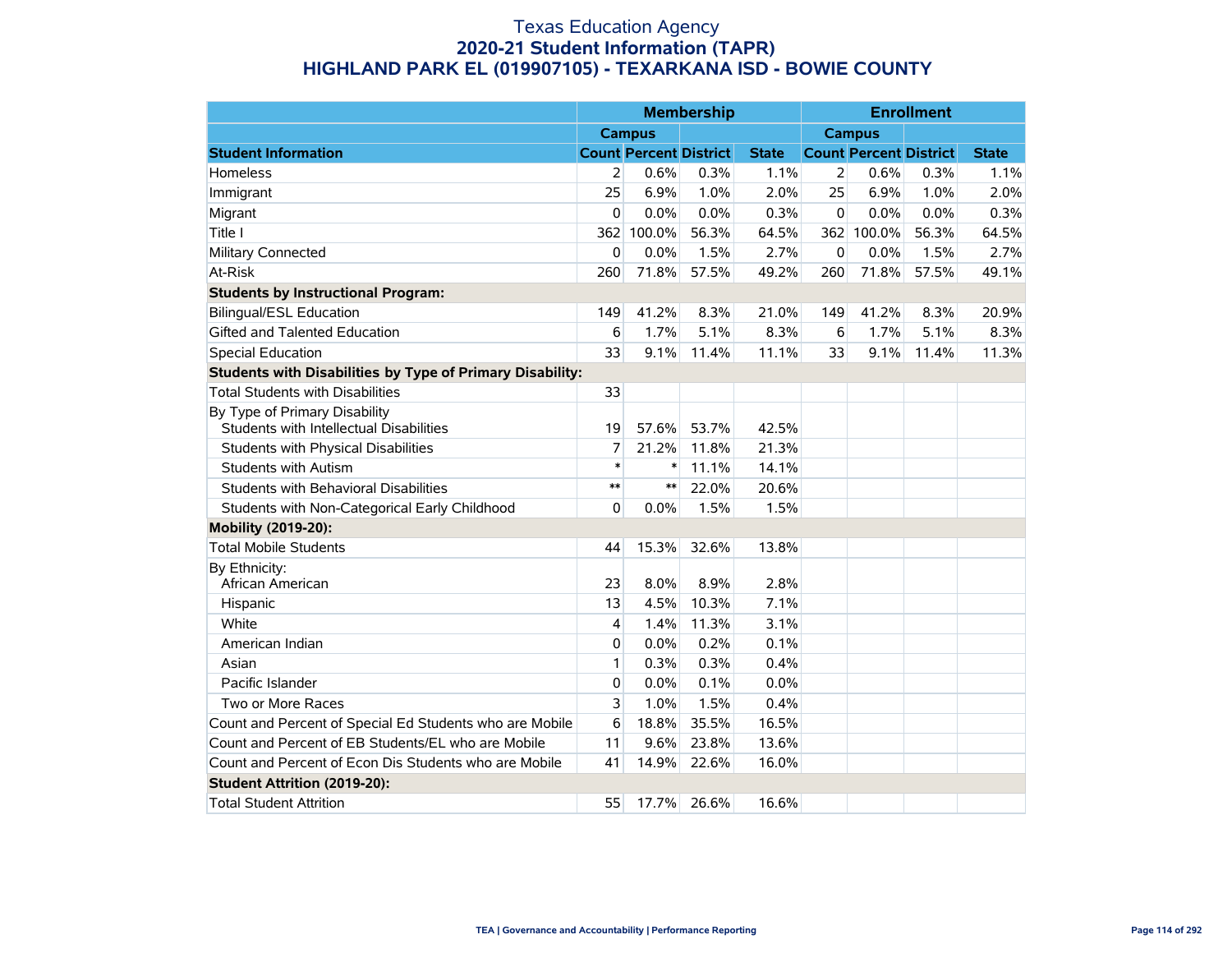# Texas Education Agency
## 2020-21 Student Information (TAPR)
## HIGHLAND PARK EL (019907105) - TEXARKANA ISD - BOWIE COUNTY

| | Membership | | | | Enrollment | | | |
|---|---|---|---|---|---|---|---|---|
| | Campus | | | | Campus | | | |
| **Student Information** | **Count** | **Percent** | **District** | **State** | **Count** | **Percent** | **District** | **State** |
| Homeless | 2 | 0.6% | 0.3% | 1.1% | 2 | 0.6% | 0.3% | 1.1% |
| Immigrant | 25 | 6.9% | 1.0% | 2.0% | 25 | 6.9% | 1.0% | 2.0% |
| Migrant | 0 | 0.0% | 0.0% | 0.3% | 0 | 0.0% | 0.0% | 0.3% |
| Title I | 362 | 100.0% | 56.3% | 64.5% | 362 | 100.0% | 56.3% | 64.5% |
| Military Connected | 0 | 0.0% | 1.5% | 2.7% | 0 | 0.0% | 1.5% | 2.7% |
| At-Risk | 260 | 71.8% | 57.5% | 49.2% | 260 | 71.8% | 57.5% | 49.1% |
| **Students by Instructional Program:** | | | | | | | | |
| Bilingual/ESL Education | 149 | 41.2% | 8.3% | 21.0% | 149 | 41.2% | 8.3% | 20.9% |
| Gifted and Talented Education | 6 | 1.7% | 5.1% | 8.3% | 6 | 1.7% | 5.1% | 8.3% |
| Special Education | 33 | 9.1% | 11.4% | 11.1% | 33 | 9.1% | 11.4% | 11.3% |
| **Students with Disabilities by Type of Primary Disability:** | | | | | | | | |
| Total Students with Disabilities | 33 | | | | | | | |
| By Type of Primary Disability<br>Students with Intellectual Disabilities | 19 | 57.6% | 53.7% | 42.5% | | | | |
| Students with Physical Disabilities | 7 | 21.2% | 11.8% | 21.3% | | | | |
| Students with Autism | * | * | 11.1% | 14.1% | | | | |
| Students with Behavioral Disabilities | ** | ** | 22.0% | 20.6% | | | | |
| Students with Non-Categorical Early Childhood | 0 | 0.0% | 1.5% | 1.5% | | | | |
| **Mobility (2019-20):** | | | | | | | | |
| Total Mobile Students | 44 | 15.3% | 32.6% | 13.8% | | | | |
| By Ethnicity:<br>African American | 23 | 8.0% | 8.9% | 2.8% | | | | |
| Hispanic | 13 | 4.5% | 10.3% | 7.1% | | | | |
| White | 4 | 1.4% | 11.3% | 3.1% | | | | |
| American Indian | 0 | 0.0% | 0.2% | 0.1% | | | | |
| Asian | 1 | 0.3% | 0.3% | 0.4% | | | | |
| Pacific Islander | 0 | 0.0% | 0.1% | 0.0% | | | | |
| Two or More Races | 3 | 1.0% | 1.5% | 0.4% | | | | |
| Count and Percent of Special Ed Students who are Mobile | 6 | 18.8% | 35.5% | 16.5% | | | | |
| Count and Percent of EB Students/EL who are Mobile | 11 | 9.6% | 23.8% | 13.6% | | | | |
| Count and Percent of Econ Dis Students who are Mobile | 41 | 14.9% | 22.6% | 16.0% | | | | |
| **Student Attrition (2019-20):** | | | | | | | | |
| Total Student Attrition | 55 | 17.7% | 26.6% | 16.6% | | | | |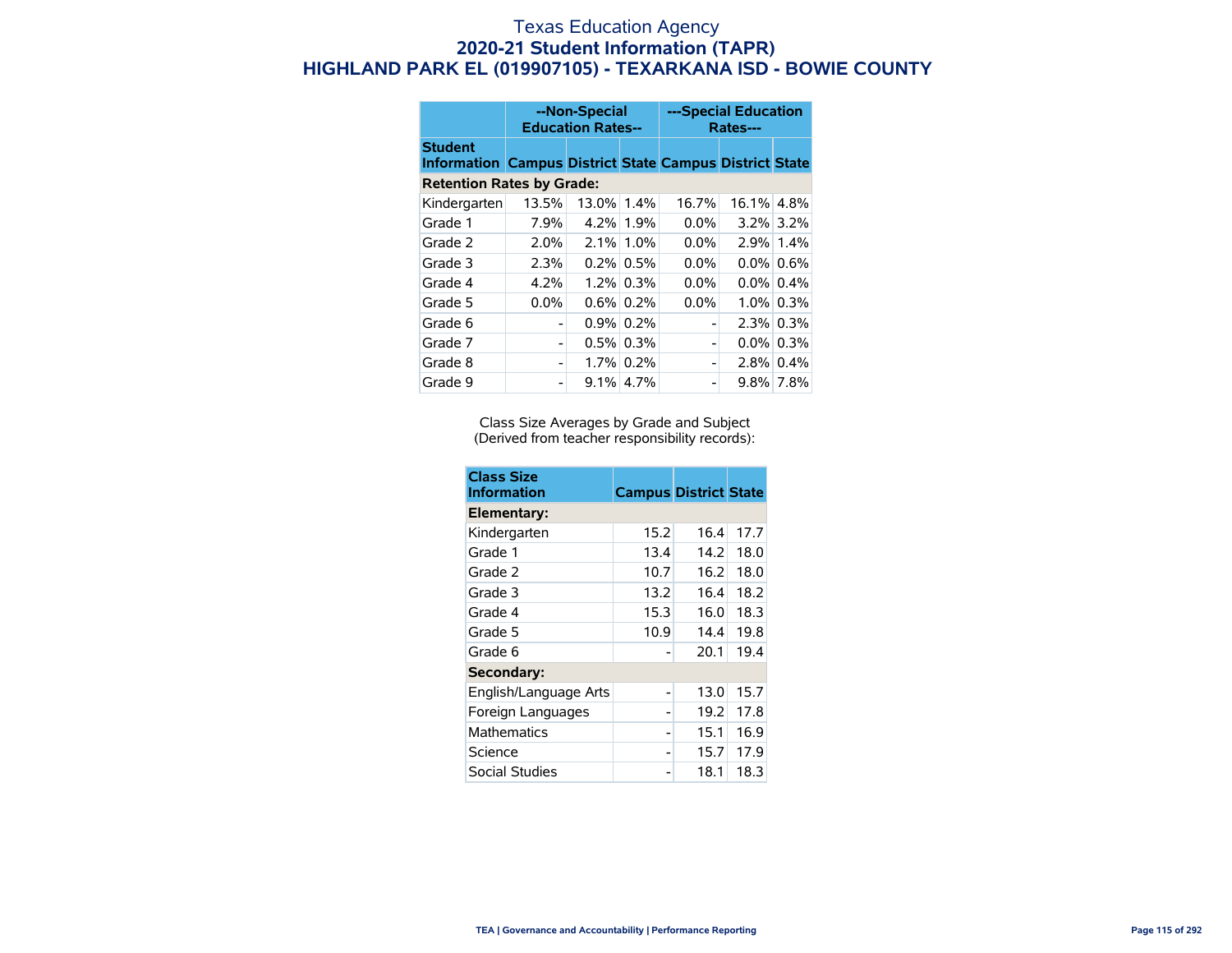# Texas Education Agency
## 2020-21 Student Information (TAPR)
## HIGHLAND PARK EL (019907105) - TEXARKANA ISD - BOWIE COUNTY

| | --Non-Special Education Rates-- | | | ---Special Education Rates--- | | |
|---|---|---|---|---|---|---|
| **Student Information** | **Campus** | **District** | **State** | **Campus** | **District** | **State** |
| **Retention Rates by Grade:** | | | | | | |
| Kindergarten | 13.5% | 13.0% | 1.4% | 16.7% | 16.1% | 4.8% |
| Grade 1 | 7.9% | 4.2% | 1.9% | 0.0% | 3.2% | 3.2% |
| Grade 2 | 2.0% | 2.1% | 1.0% | 0.0% | 2.9% | 1.4% |
| Grade 3 | 2.3% | 0.2% | 0.5% | 0.0% | 0.0% | 0.6% |
| Grade 4 | 4.2% | 1.2% | 0.3% | 0.0% | 0.0% | 0.4% |
| Grade 5 | 0.0% | 0.6% | 0.2% | 0.0% | 1.0% | 0.3% |
| Grade 6 | - | 0.9% | 0.2% | - | 2.3% | 0.3% |
| Grade 7 | - | 0.5% | 0.3% | - | 0.0% | 0.3% |
| Grade 8 | - | 1.7% | 0.2% | - | 2.8% | 0.4% |
| Grade 9 | - | 9.1% | 4.7% | - | 9.8% | 7.8% |

Class Size Averages by Grade and Subject
(Derived from teacher responsibility records):

| Class Size Information | Campus | District | State |
|---|---|---|---|
| **Elementary:** | | | |
| Kindergarten | 15.2 | 16.4 | 17.7 |
| Grade 1 | 13.4 | 14.2 | 18.0 |
| Grade 2 | 10.7 | 16.2 | 18.0 |
| Grade 3 | 13.2 | 16.4 | 18.2 |
| Grade 4 | 15.3 | 16.0 | 18.3 |
| Grade 5 | 10.9 | 14.4 | 19.8 |
| Grade 6 | - | 20.1 | 19.4 |
| **Secondary:** | | | |
| English/Language Arts | - | 13.0 | 15.7 |
| Foreign Languages | - | 19.2 | 17.8 |
| Mathematics | - | 15.1 | 16.9 |
| Science | - | 15.7 | 17.9 |
| Social Studies | - | 18.1 | 18.3 |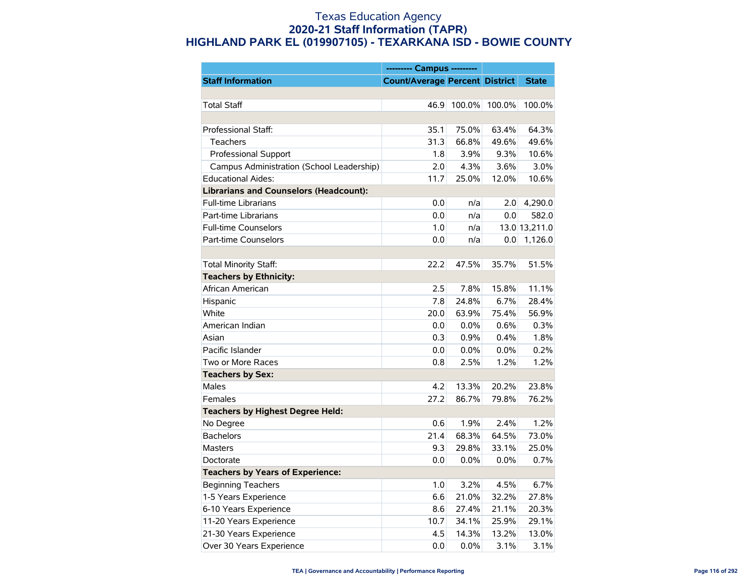# Texas Education Agency
## 2020-21 Staff Information (TAPR)
## HIGHLAND PARK EL (019907105) - TEXARKANA ISD - BOWIE COUNTY

| | --------- Campus --------- | | | |
|---|---|---|---|---|
| **Staff Information** | **Count/Average** | **Percent** | **District** | **State** |
| | | | | |
| Total Staff | 46.9 | 100.0% | 100.0% | 100.0% |
| | | | | |
| Professional Staff: | 35.1 | 75.0% | 63.4% | 64.3% |
| Teachers | 31.3 | 66.8% | 49.6% | 49.6% |
| Professional Support | 1.8 | 3.9% | 9.3% | 10.6% |
| Campus Administration (School Leadership) | 2.0 | 4.3% | 3.6% | 3.0% |
| Educational Aides: | 11.7 | 25.0% | 12.0% | 10.6% |
| **Librarians and Counselors (Headcount):** | | | | |
| Full-time Librarians | 0.0 | n/a | 2.0 | 4,290.0 |
| Part-time Librarians | 0.0 | n/a | 0.0 | 582.0 |
| Full-time Counselors | 1.0 | n/a | 13.0 | 13,211.0 |
| Part-time Counselors | 0.0 | n/a | 0.0 | 1,126.0 |
| | | | | |
| Total Minority Staff: | 22.2 | 47.5% | 35.7% | 51.5% |
| **Teachers by Ethnicity:** | | | | |
| African American | 2.5 | 7.8% | 15.8% | 11.1% |
| Hispanic | 7.8 | 24.8% | 6.7% | 28.4% |
| White | 20.0 | 63.9% | 75.4% | 56.9% |
| American Indian | 0.0 | 0.0% | 0.6% | 0.3% |
| Asian | 0.3 | 0.9% | 0.4% | 1.8% |
| Pacific Islander | 0.0 | 0.0% | 0.0% | 0.2% |
| Two or More Races | 0.8 | 2.5% | 1.2% | 1.2% |
| **Teachers by Sex:** | | | | |
| Males | 4.2 | 13.3% | 20.2% | 23.8% |
| Females | 27.2 | 86.7% | 79.8% | 76.2% |
| **Teachers by Highest Degree Held:** | | | | |
| No Degree | 0.6 | 1.9% | 2.4% | 1.2% |
| Bachelors | 21.4 | 68.3% | 64.5% | 73.0% |
| Masters | 9.3 | 29.8% | 33.1% | 25.0% |
| Doctorate | 0.0 | 0.0% | 0.0% | 0.7% |
| **Teachers by Years of Experience:** | | | | |
| Beginning Teachers | 1.0 | 3.2% | 4.5% | 6.7% |
| 1-5 Years Experience | 6.6 | 21.0% | 32.2% | 27.8% |
| 6-10 Years Experience | 8.6 | 27.4% | 21.1% | 20.3% |
| 11-20 Years Experience | 10.7 | 34.1% | 25.9% | 29.1% |
| 21-30 Years Experience | 4.5 | 14.3% | 13.2% | 13.0% |
| Over 30 Years Experience | 0.0 | 0.0% | 3.1% | 3.1% |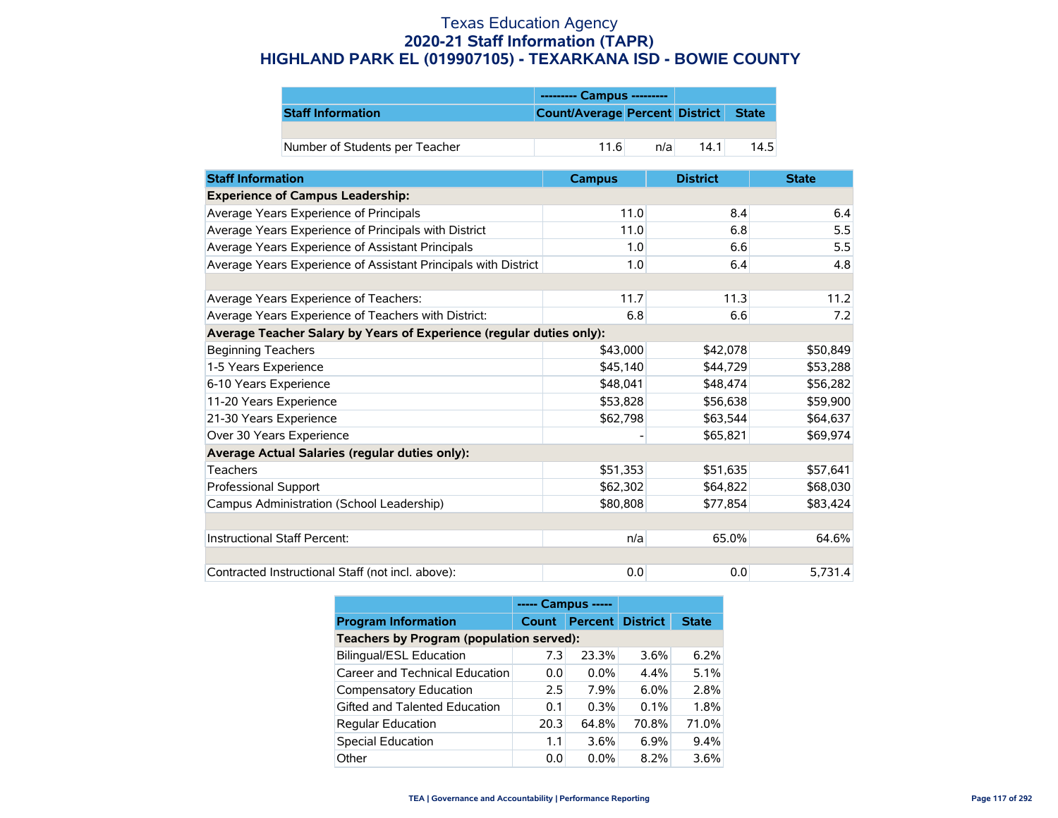# Texas Education Agency

## 2020-21 Staff Information (TAPR)

## HIGHLAND PARK EL (019907105) - TEXARKANA ISD - BOWIE COUNTY

| | --------- Campus --------- | | | |
|---|---|---|---|---|
| **Staff Information** | **Count/Average** | **Percent** | **District** | **State** |
| | | | | |
| Number of Students per Teacher | 11.6 | n/a | 14.1 | 14.5 |

| Staff Information | Campus | District | State |
|---|---|---|---|
| **Experience of Campus Leadership:** | | | |
| Average Years Experience of Principals | 11.0 | 8.4 | 6.4 |
| Average Years Experience of Principals with District | 11.0 | 6.8 | 5.5 |
| Average Years Experience of Assistant Principals | 1.0 | 6.6 | 5.5 |
| Average Years Experience of Assistant Principals with District | 1.0 | 6.4 | 4.8 |
| | | | |
| Average Years Experience of Teachers: | 11.7 | 11.3 | 11.2 |
| Average Years Experience of Teachers with District: | 6.8 | 6.6 | 7.2 |
| **Average Teacher Salary by Years of Experience (regular duties only):** | | | |
| Beginning Teachers | $43,000 | $42,078 | $50,849 |
| 1-5 Years Experience | $45,140 | $44,729 | $53,288 |
| 6-10 Years Experience | $48,041 | $48,474 | $56,282 |
| 11-20 Years Experience | $53,828 | $56,638 | $59,900 |
| 21-30 Years Experience | $62,798 | $63,544 | $64,637 |
| Over 30 Years Experience | - | $65,821 | $69,974 |
| **Average Actual Salaries (regular duties only):** | | | |
| Teachers | $51,353 | $51,635 | $57,641 |
| Professional Support | $62,302 | $64,822 | $68,030 |
| Campus Administration (School Leadership) | $80,808 | $77,854 | $83,424 |
| | | | |
| Instructional Staff Percent: | n/a | 65.0% | 64.6% |
| | | | |
| Contracted Instructional Staff (not incl. above): | 0.0 | 0.0 | 5,731.4 |

| | ----- Campus ----- | | | |
|---|---|---|---|---|
| **Program Information** | **Count** | **Percent** | **District** | **State** |
| **Teachers by Program (population served):** | | | | |
| Bilingual/ESL Education | 7.3 | 23.3% | 3.6% | 6.2% |
| Career and Technical Education | 0.0 | 0.0% | 4.4% | 5.1% |
| Compensatory Education | 2.5 | 7.9% | 6.0% | 2.8% |
| Gifted and Talented Education | 0.1 | 0.3% | 0.1% | 1.8% |
| Regular Education | 20.3 | 64.8% | 70.8% | 71.0% |
| Special Education | 1.1 | 3.6% | 6.9% | 9.4% |
| Other | 0.0 | 0.0% | 8.2% | 3.6% |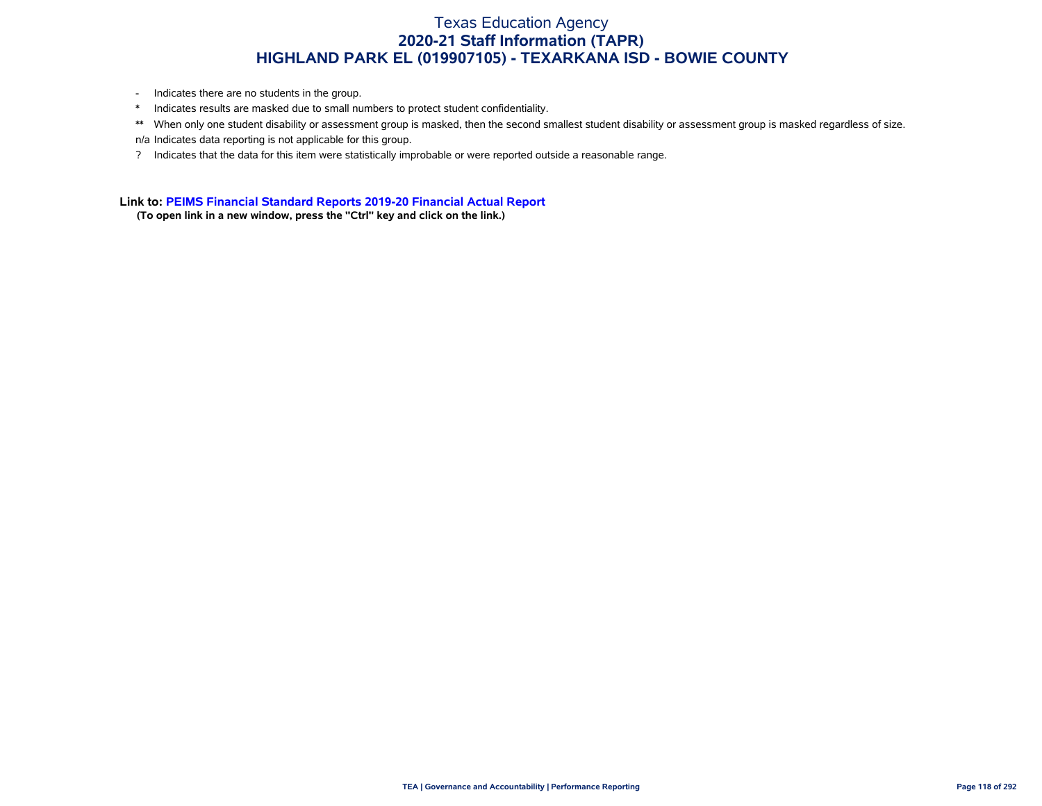# Texas Education Agency
## 2020-21 Staff Information (TAPR)
## HIGHLAND PARK EL (019907105) - TEXARKANA ISD - BOWIE COUNTY

- \- Indicates there are no students in the group.
- \* Indicates results are masked due to small numbers to protect student confidentiality.
- ** When only one student disability or assessment group is masked, then the second smallest student disability or assessment group is masked regardless of size.
- n/a Indicates data reporting is not applicable for this group.
- ? Indicates that the data for this item were statistically improbable or were reported outside a reasonable range.

**Link to: PEIMS Financial Standard Reports 2019-20 Financial Actual Report**

**(To open link in a new window, press the "Ctrl" key and click on the link.)**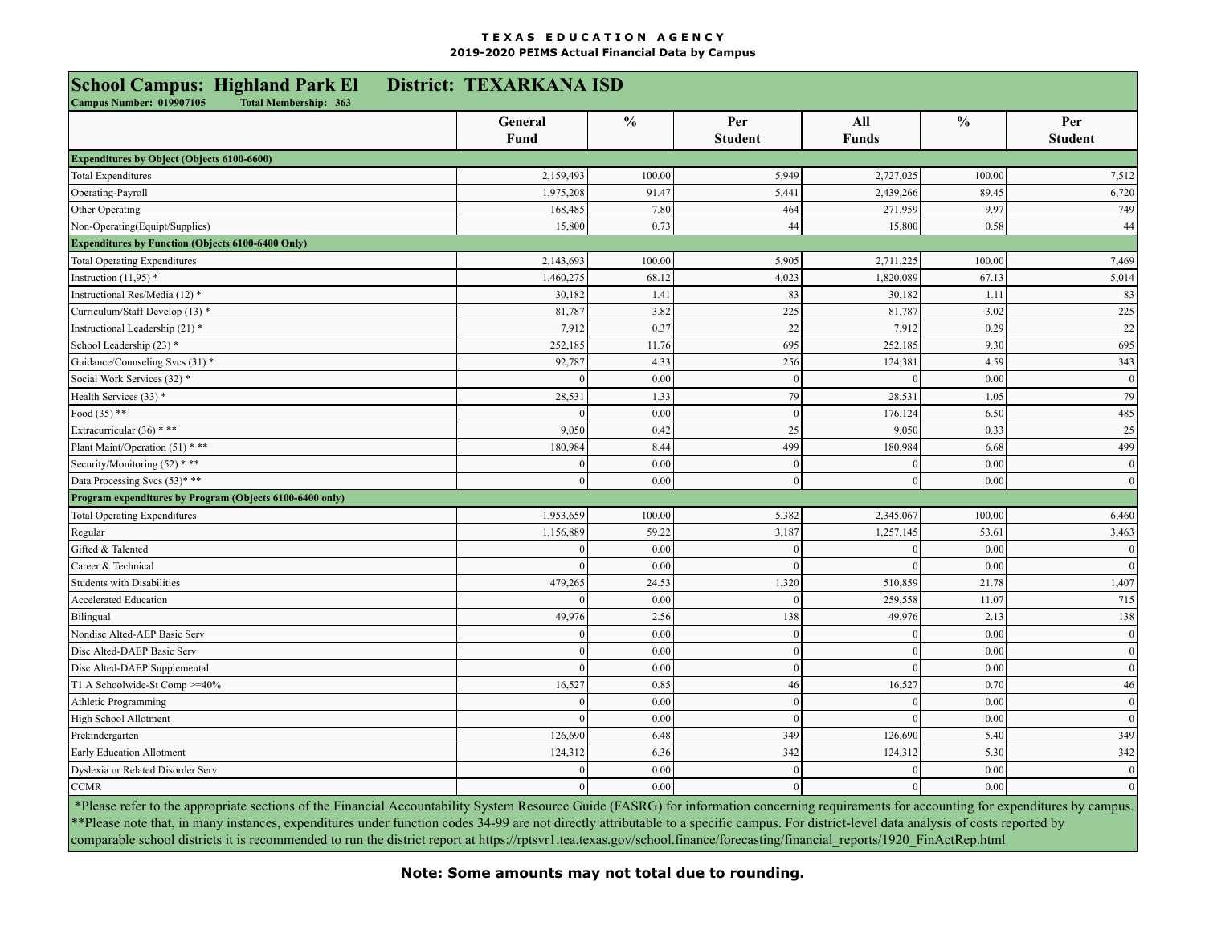**TEXAS EDUCATION AGENCY**
**2019-2020 PEIMS Actual Financial Data by Campus**

## School Campus: Highland Park El District: TEXARKANA ISD

**Campus Number: 019907105 Total Membership: 363**

| | General Fund | % | Per Student | All Funds | % | Per Student |
|---|---|---|---|---|---|---|
| **Expenditures by Object (Objects 6100-6600)** | | | | | | |
| Total Expenditures | 2,159,493 | 100.00 | 5,949 | 2,727,025 | 100.00 | 7,512 |
| Operating-Payroll | 1,975,208 | 91.47 | 5,441 | 2,439,266 | 89.45 | 6,720 |
| Other Operating | 168,485 | 7.80 | 464 | 271,959 | 9.97 | 749 |
| Non-Operating(Equipt/Supplies) | 15,800 | 0.73 | 44 | 15,800 | 0.58 | 44 |
| **Expenditures by Function (Objects 6100-6400 Only)** | | | | | | |
| Total Operating Expenditures | 2,143,693 | 100.00 | 5,905 | 2,711,225 | 100.00 | 7,469 |
| Instruction (11,95) * | 1,460,275 | 68.12 | 4,023 | 1,820,089 | 67.13 | 5,014 |
| Instructional Res/Media (12) * | 30,182 | 1.41 | 83 | 30,182 | 1.11 | 83 |
| Curriculum/Staff Develop (13) * | 81,787 | 3.82 | 225 | 81,787 | 3.02 | 225 |
| Instructional Leadership (21) * | 7,912 | 0.37 | 22 | 7,912 | 0.29 | 22 |
| School Leadership (23) * | 252,185 | 11.76 | 695 | 252,185 | 9.30 | 695 |
| Guidance/Counseling Svcs (31) * | 92,787 | 4.33 | 256 | 124,381 | 4.59 | 343 |
| Social Work Services (32) * | 0 | 0.00 | 0 | 0 | 0.00 | 0 |
| Health Services (33) * | 28,531 | 1.33 | 79 | 28,531 | 1.05 | 79 |
| Food (35) ** | 0 | 0.00 | 0 | 176,124 | 6.50 | 485 |
| Extracurricular (36) * ** | 9,050 | 0.42 | 25 | 9,050 | 0.33 | 25 |
| Plant Maint/Operation (51) * ** | 180,984 | 8.44 | 499 | 180,984 | 6.68 | 499 |
| Security/Monitoring (52) * ** | 0 | 0.00 | 0 | 0 | 0.00 | 0 |
| Data Processing Svcs (53)* ** | 0 | 0.00 | 0 | 0 | 0.00 | 0 |
| **Program expenditures by Program (Objects 6100-6400 only)** | | | | | | |
| Total Operating Expenditures | 1,953,659 | 100.00 | 5,382 | 2,345,067 | 100.00 | 6,460 |
| Regular | 1,156,889 | 59.22 | 3,187 | 1,257,145 | 53.61 | 3,463 |
| Gifted & Talented | 0 | 0.00 | 0 | 0 | 0.00 | 0 |
| Career & Technical | 0 | 0.00 | 0 | 0 | 0.00 | 0 |
| Students with Disabilities | 479,265 | 24.53 | 1,320 | 510,859 | 21.78 | 1,407 |
| Accelerated Education | 0 | 0.00 | 0 | 259,558 | 11.07 | 715 |
| Bilingual | 49,976 | 2.56 | 138 | 49,976 | 2.13 | 138 |
| Nondisc Alted-AEP Basic Serv | 0 | 0.00 | 0 | 0 | 0.00 | 0 |
| Disc Alted-DAEP Basic Serv | 0 | 0.00 | 0 | 0 | 0.00 | 0 |
| Disc Alted-DAEP Supplemental | 0 | 0.00 | 0 | 0 | 0.00 | 0 |
| T1 A Schoolwide-St Comp >=40% | 16,527 | 0.85 | 46 | 16,527 | 0.70 | 46 |
| Athletic Programming | 0 | 0.00 | 0 | 0 | 0.00 | 0 |
| High School Allotment | 0 | 0.00 | 0 | 0 | 0.00 | 0 |
| Prekindergarten | 126,690 | 6.48 | 349 | 126,690 | 5.40 | 349 |
| Early Education Allotment | 124,312 | 6.36 | 342 | 124,312 | 5.30 | 342 |
| Dyslexia or Related Disorder Serv | 0 | 0.00 | 0 | 0 | 0.00 | 0 |
| CCMR | 0 | 0.00 | 0 | 0 | 0.00 | 0 |

*Please refer to the appropriate sections of the Financial Accountability System Resource Guide (FASRG) for information concerning requirements for accounting for expenditures by campus.
**Please note that, in many instances, expenditures under function codes 34-99 are not directly attributable to a specific campus. For district-level data analysis of costs reported by comparable school districts it is recommended to run the district report at https://rptsvr1.tea.texas.gov/school.finance/forecasting/financial_reports/1920_FinActRep.html

**Note: Some amounts may not total due to rounding.**